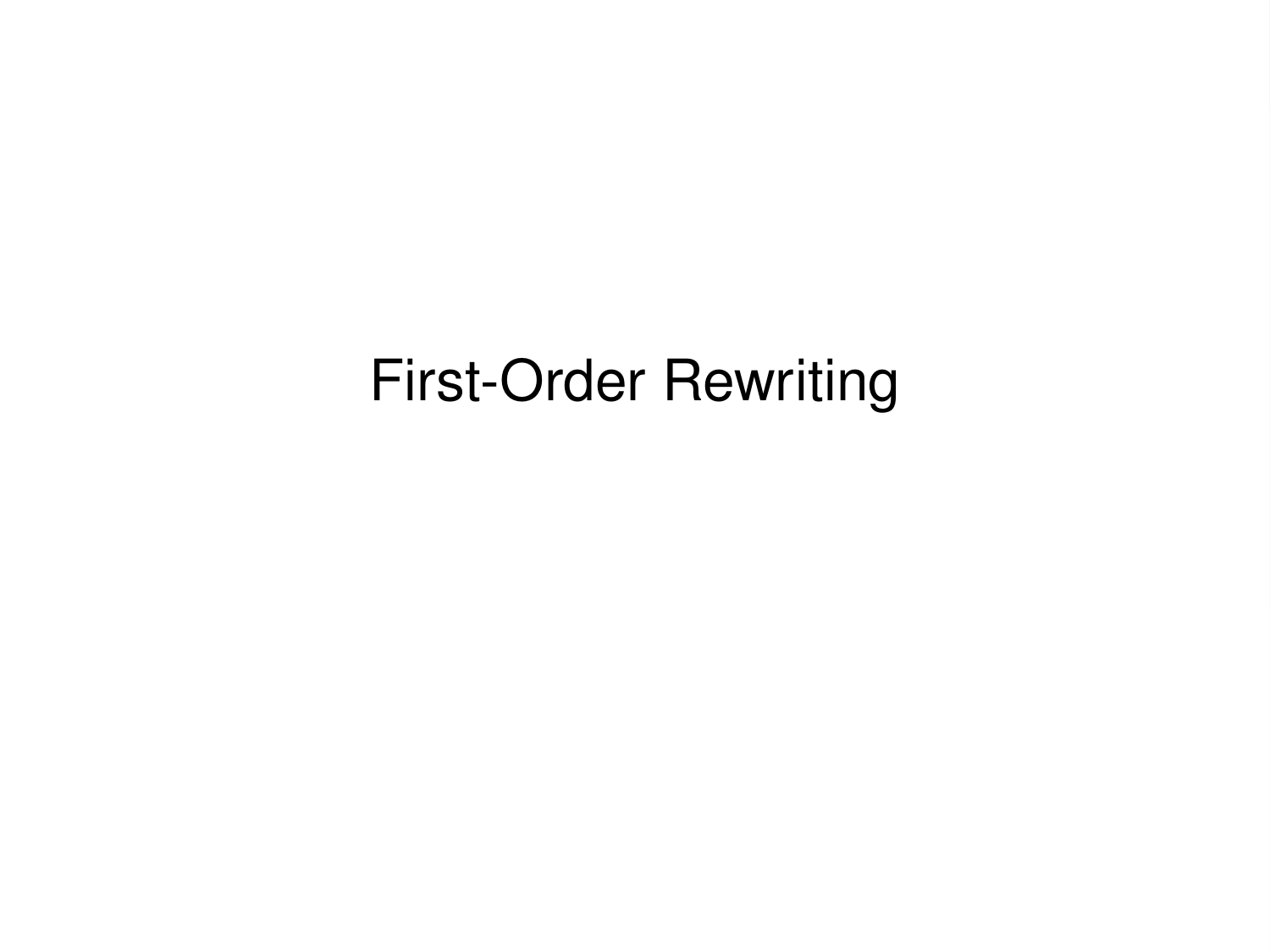# First-Order Rewriting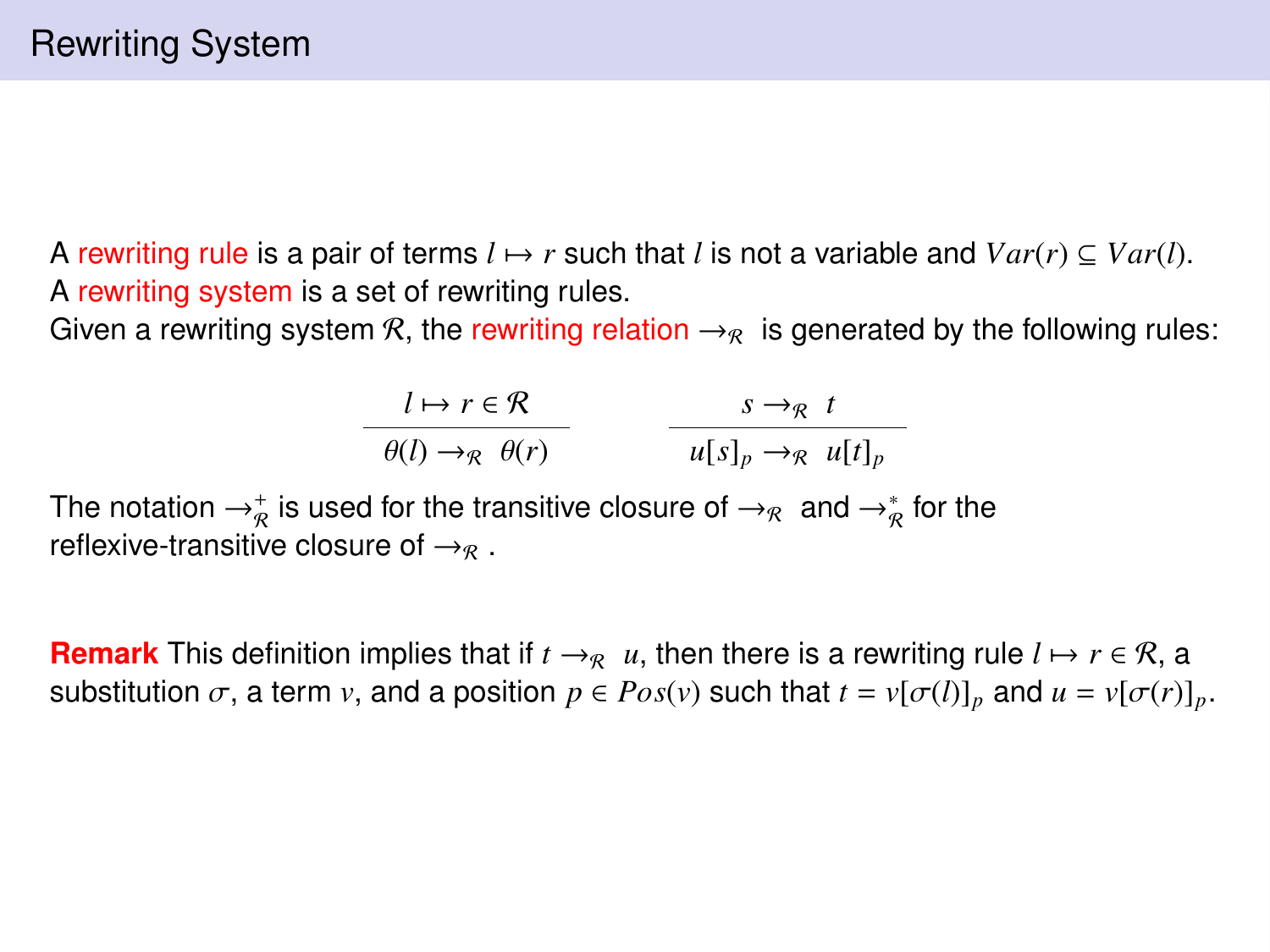# Rewriting System

A rewriting rule is a pair of terms $l \mapsto r$ such that $l$ is not a variable and $Var(r) \subseteq Var(l)$.
A rewriting system is a set of rewriting rules.
Given a rewriting system $\mathcal{R}$, the rewriting relation $\rightarrow_{\mathcal{R}}$ is generated by the following rules:

$$\frac{l \mapsto r \in \mathcal{R}}{\theta(l) \rightarrow_{\mathcal{R}} \theta(r)} \qquad \frac{s \rightarrow_{\mathcal{R}} t}{u[s]_p \rightarrow_{\mathcal{R}} u[t]_p}$$

The notation $\rightarrow^{+}_{\mathcal{R}}$ is used for the transitive closure of $\rightarrow_{\mathcal{R}}$ and $\rightarrow^{*}_{\mathcal{R}}$ for the reflexive-transitive closure of $\rightarrow_{\mathcal{R}}$.

**Remark** This definition implies that if $t \rightarrow_{\mathcal{R}} u$, then there is a rewriting rule $l \mapsto r \in \mathcal{R}$, a substitution $\sigma$, a term $v$, and a position $p \in Pos(v)$ such that $t = v[\sigma(l)]_p$ and $u = v[\sigma(r)]_p$.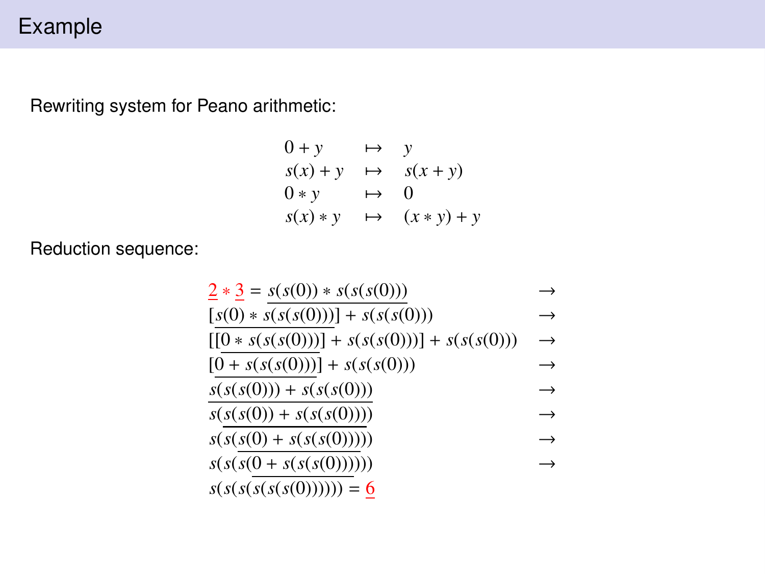# Example

Rewriting system for Peano arithmetic:

$$
\begin{array}{lcl}
0 + y & \mapsto & y \\
s(x) + y & \mapsto & s(x + y) \\
0 * y & \mapsto & 0 \\
s(x) * y & \mapsto & (x * y) + y
\end{array}
$$

Reduction sequence:

$$
\begin{array}{ll}
\underline{2} * \underline{3} = \underline{s(s(0)) * s(s(s(0)))} & \rightarrow \\
[\underline{s(0) * s(s(s(0)))}] + s(s(s(0))) & \rightarrow \\
[[\underline{0 * s(s(s(0)))}] + s(s(s(0)))] + s(s(s(0))) & \rightarrow \\
[\underline{0 + s(s(s(0)))}] + s(s(s(0))) & \rightarrow \\
\underline{s(s(s(0))) + s(s(s(0)))} & \rightarrow \\
s(\underline{s(s(0)) + s(s(s(0)))}) & \rightarrow \\
s(s(\underline{s(0) + s(s(s(0)))})) & \rightarrow \\
s(s(s(\underline{0 + s(s(s(0)))}))) & \rightarrow \\
s(s(s(s(s(s(0)))))) = \underline{6} &
\end{array}
$$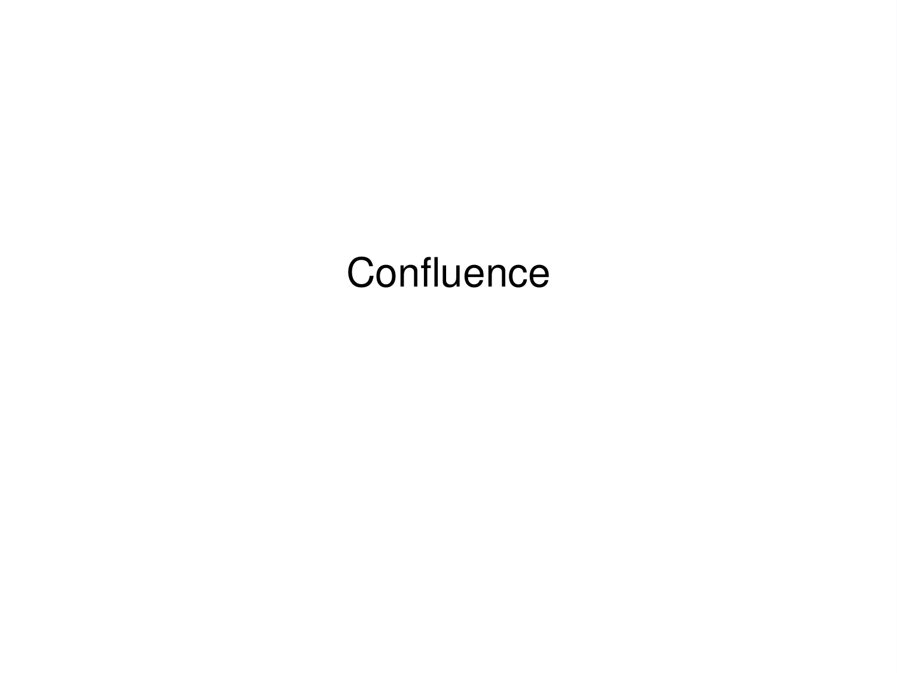# Confluence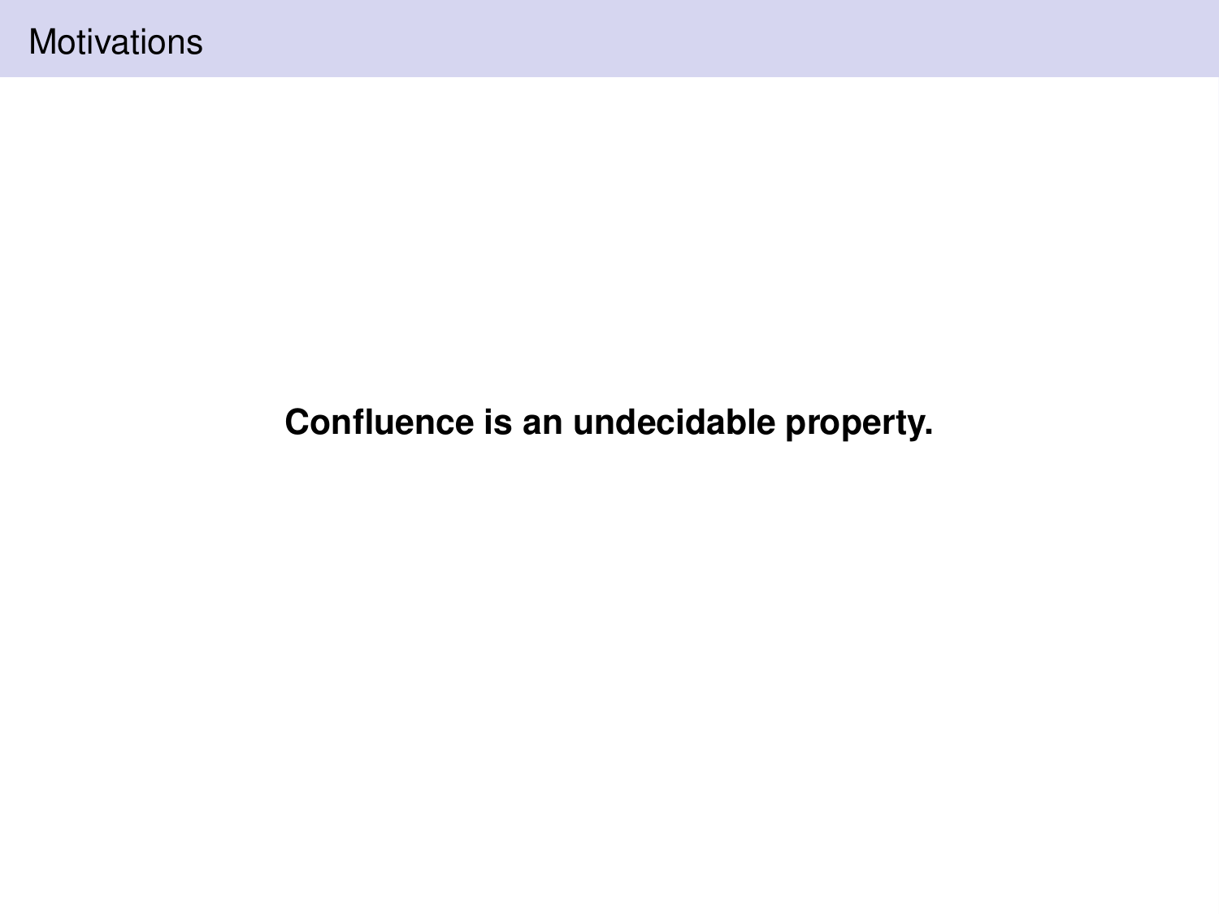# Motivations

**Confluence is an undecidable property.**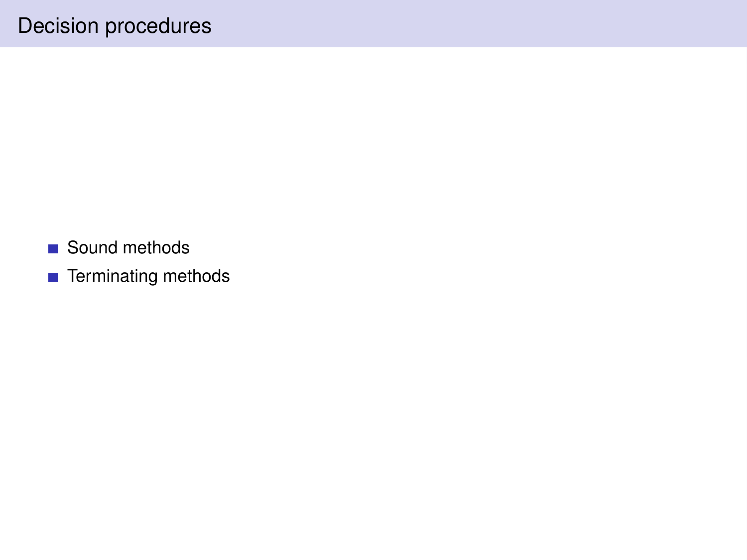# Decision procedures

- Sound methods
- Terminating methods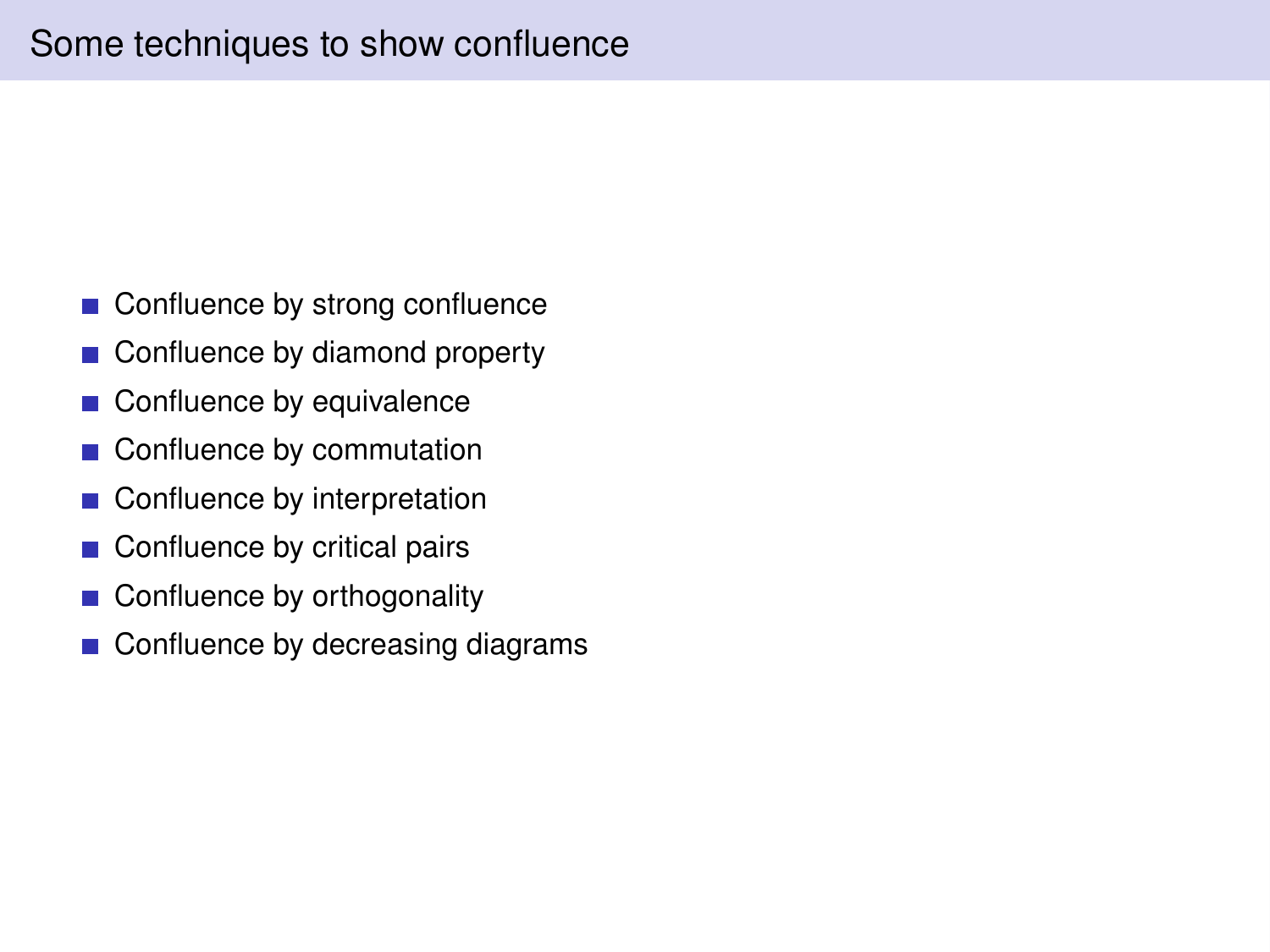# Some techniques to show confluence

- Confluence by strong confluence
- Confluence by diamond property
- Confluence by equivalence
- Confluence by commutation
- Confluence by interpretation
- Confluence by critical pairs
- Confluence by orthogonality
- Confluence by decreasing diagrams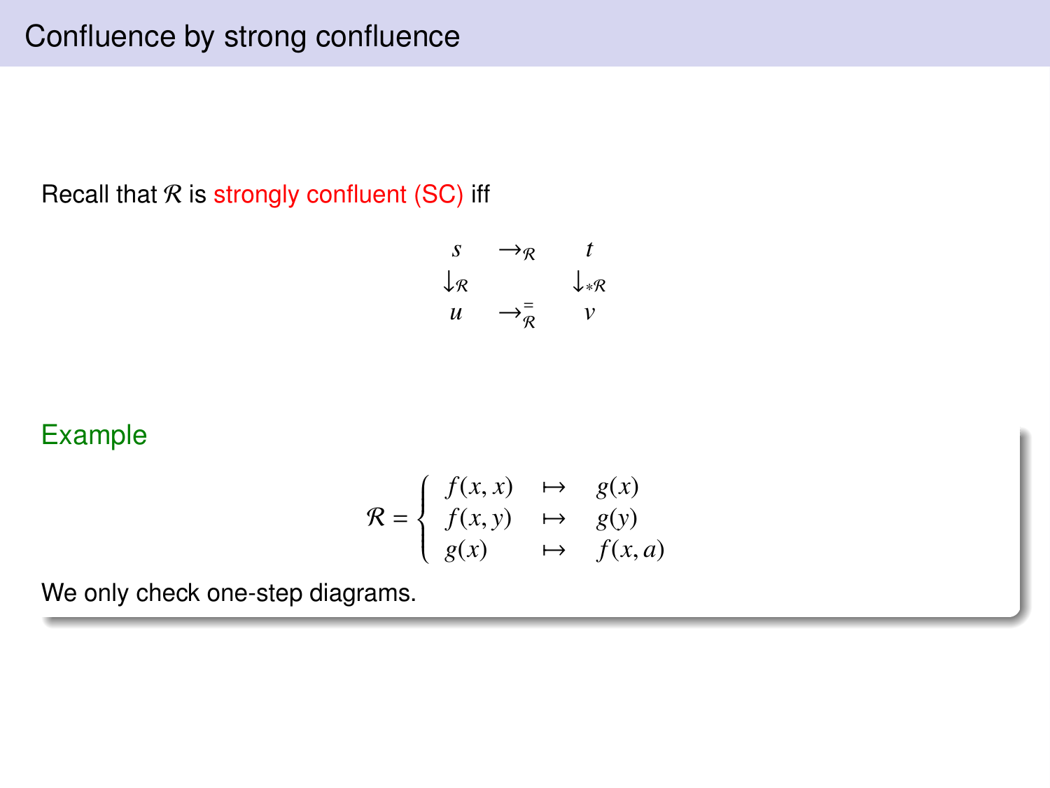# Confluence by strong confluence

Recall that $\mathcal{R}$ is strongly confluent (SC) iff

$$
\begin{array}{ccc}
s & \rightarrow_{\mathcal{R}} & t \\
\downarrow_{\mathcal{R}} & & \downarrow_{*\mathcal{R}} \\
u & \rightarrow^{=}_{\mathcal{R}} & v
\end{array}
$$

**Example**

$$
\mathcal{R} = \left\{ \begin{array}{lcl}
f(x,x) & \mapsto & g(x) \\
f(x,y) & \mapsto & g(y) \\
g(x) & \mapsto & f(x,a)
\end{array} \right.
$$

We only check one-step diagrams.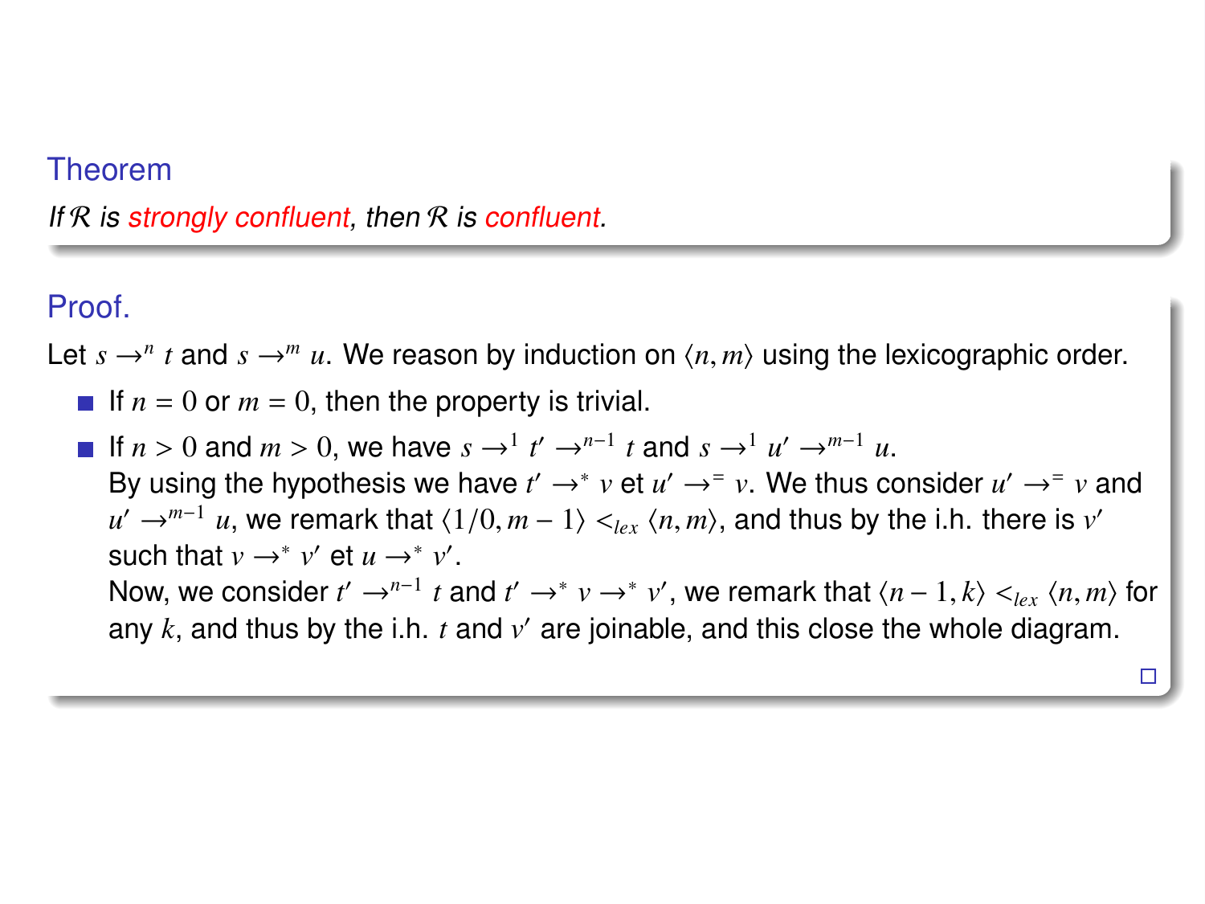### Theorem

*If $\mathcal{R}$ is strongly confluent, then $\mathcal{R}$ is confluent.*

### Proof.

Let $s \to^n t$ and $s \to^m u$. We reason by induction on $\langle n, m \rangle$ using the lexicographic order.

- If $n = 0$ or $m = 0$, then the property is trivial.
- If $n > 0$ and $m > 0$, we have $s \to^1 t' \to^{n-1} t$ and $s \to^1 u' \to^{m-1} u$.
  By using the hypothesis we have $t' \to^* v$ et $u' \to^= v$. We thus consider $u' \to^= v$ and $u' \to^{m-1} u$, we remark that $\langle 1/0, m-1 \rangle <_{lex} \langle n, m \rangle$, and thus by the i.h. there is $v'$ such that $v \to^* v'$ et $u \to^* v'$.
  Now, we consider $t' \to^{n-1} t$ and $t' \to^* v \to^* v'$, we remark that $\langle n-1, k \rangle <_{lex} \langle n, m \rangle$ for any $k$, and thus by the i.h. $t$ and $v'$ are joinable, and this close the whole diagram.

□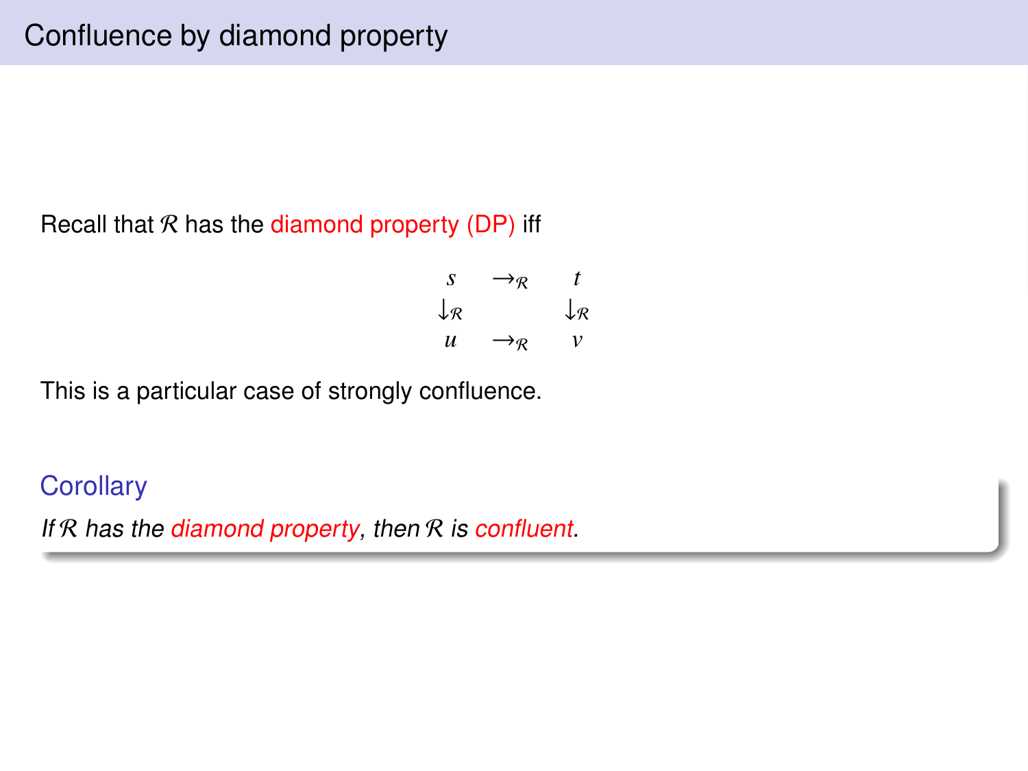# Confluence by diamond property

Recall that $\mathcal{R}$ has the diamond property (DP) iff

$$
\begin{array}{ccc}
s & \to_{\mathcal{R}} & t \\
\downarrow_{\mathcal{R}} & & \downarrow_{\mathcal{R}} \\
u & \to_{\mathcal{R}} & v
\end{array}
$$

This is a particular case of strongly confluence.

**Corollary**

*If $\mathcal{R}$ has the diamond property, then $\mathcal{R}$ is confluent.*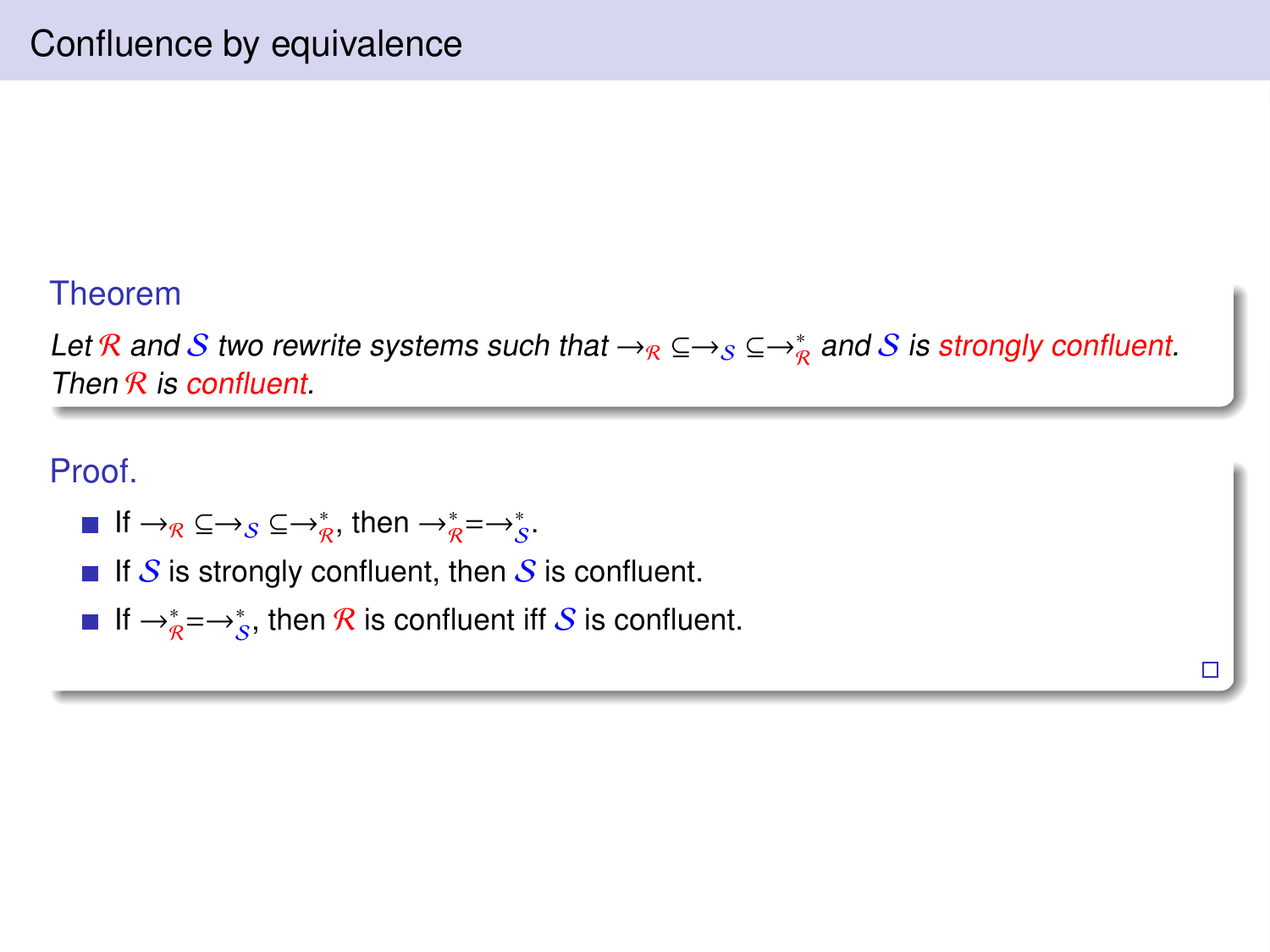# Confluence by equivalence

**Theorem**

*Let $\mathcal{R}$ and $\mathcal{S}$ two rewrite systems such that $\rightarrow_{\mathcal{R}} \subseteq \rightarrow_{\mathcal{S}} \subseteq \rightarrow^*_{\mathcal{R}}$ and $\mathcal{S}$ is strongly confluent. Then $\mathcal{R}$ is confluent.*

**Proof.**

- If $\rightarrow_{\mathcal{R}} \subseteq \rightarrow_{\mathcal{S}} \subseteq \rightarrow^*_{\mathcal{R}}$, then $\rightarrow^*_{\mathcal{R}} = \rightarrow^*_{\mathcal{S}}$.
- If $\mathcal{S}$ is strongly confluent, then $\mathcal{S}$ is confluent.
- If $\rightarrow^*_{\mathcal{R}} = \rightarrow^*_{\mathcal{S}}$, then $\mathcal{R}$ is confluent iff $\mathcal{S}$ is confluent.

□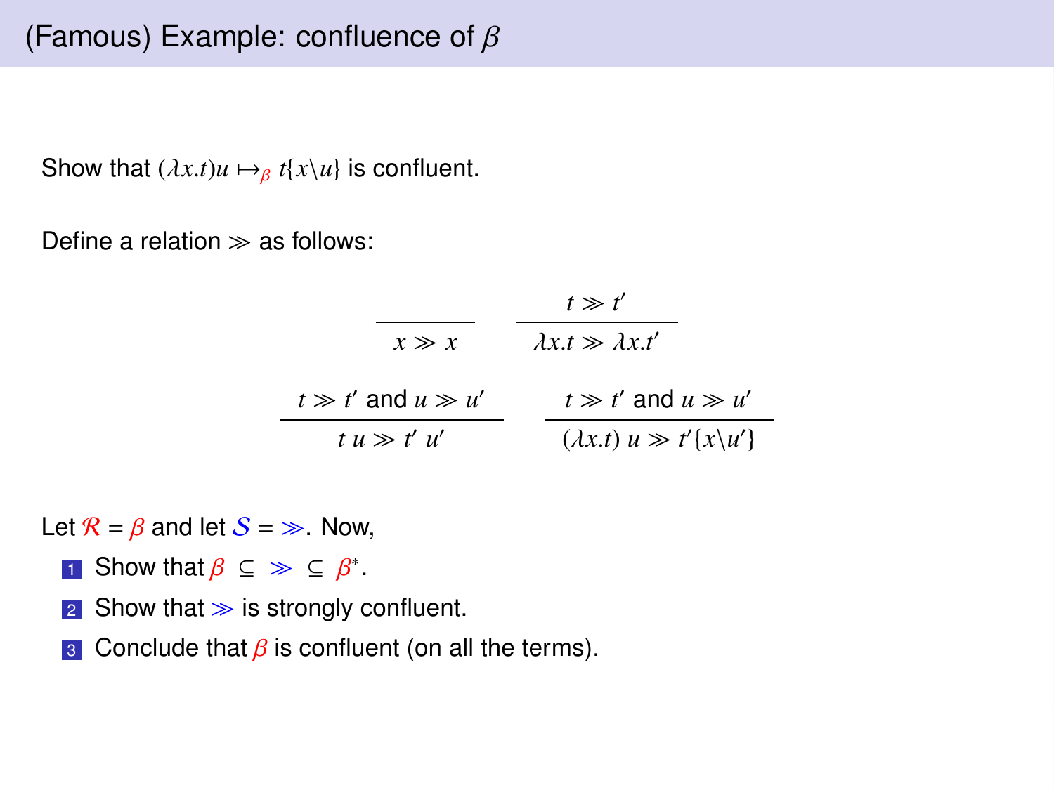# (Famous) Example: confluence of $\beta$

Show that $(\lambda x.t)u \mapsto_{\beta} t\{x\backslash u\}$ is confluent.

Define a relation $\gg$ as follows:

$$\frac{}{x \gg x} \qquad \frac{t \gg t'}{\lambda x.t \gg \lambda x.t'}$$

$$\frac{t \gg t' \text{ and } u \gg u'}{t\ u \gg t'\ u'} \qquad \frac{t \gg t' \text{ and } u \gg u'}{(\lambda x.t)\ u \gg t'\{x\backslash u'\}}$$

Let $\mathcal{R} = \beta$ and let $\mathcal{S} = \gg$. Now,

1. Show that $\beta \subseteq \gg \subseteq \beta^*$.
2. Show that $\gg$ is strongly confluent.
3. Conclude that $\beta$ is confluent (on all the terms).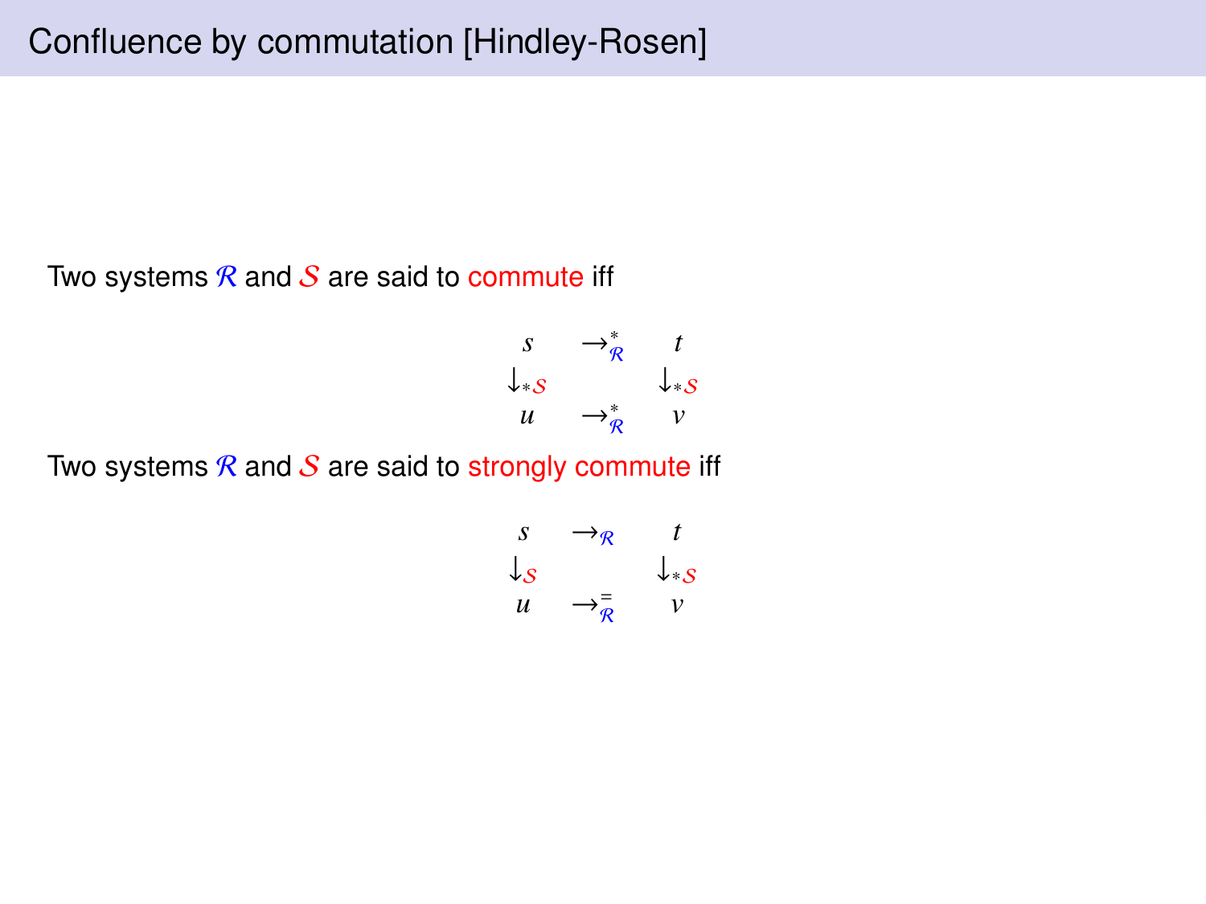# Confluence by commutation [Hindley-Rosen]

Two systems $\mathcal{R}$ and $\mathcal{S}$ are said to commute iff

$$
\begin{array}{ccc}
s & \to^*_{\mathcal{R}} & t \\
\downarrow_{*\mathcal{S}} & & \downarrow_{*\mathcal{S}} \\
u & \to^*_{\mathcal{R}} & v
\end{array}
$$

Two systems $\mathcal{R}$ and $\mathcal{S}$ are said to strongly commute iff

$$
\begin{array}{ccc}
s & \to_{\mathcal{R}} & t \\
\downarrow_{\mathcal{S}} & & \downarrow_{*\mathcal{S}} \\
u & \to^=_{\mathcal{R}} & v
\end{array}
$$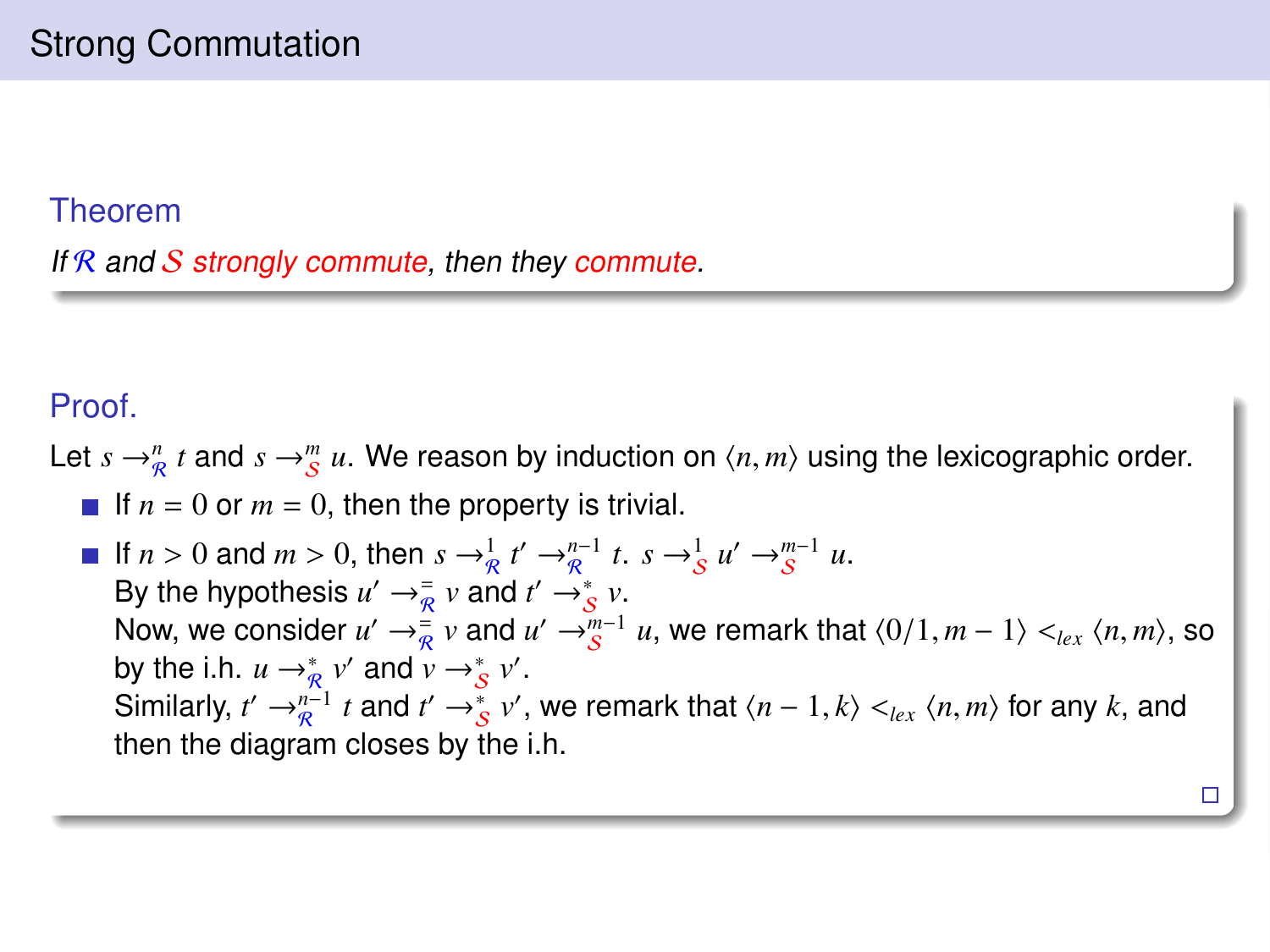# Strong Commutation

**Theorem**

*If $\mathcal{R}$ and $\mathcal{S}$ strongly commute, then they commute.*

**Proof.**

Let $s \rightarrow^{n}_{\mathcal{R}} t$ and $s \rightarrow^{m}_{\mathcal{S}} u$. We reason by induction on $\langle n, m \rangle$ using the lexicographic order.

- If $n = 0$ or $m = 0$, then the property is trivial.
- If $n > 0$ and $m > 0$, then $s \rightarrow^{1}_{\mathcal{R}} t' \rightarrow^{n-1}_{\mathcal{R}} t$. $s \rightarrow^{1}_{\mathcal{S}} u' \rightarrow^{m-1}_{\mathcal{S}} u$.
  By the hypothesis $u' \rightarrow^{=}_{\mathcal{R}} v$ and $t' \rightarrow^{*}_{\mathcal{S}} v$.
  Now, we consider $u' \rightarrow^{=}_{\mathcal{R}} v$ and $u' \rightarrow^{m-1}_{\mathcal{S}} u$, we remark that $\langle 0/1, m-1 \rangle <_{lex} \langle n, m \rangle$, so by the i.h. $u \rightarrow^{*}_{\mathcal{R}} v'$ and $v \rightarrow^{*}_{\mathcal{S}} v'$.
  Similarly, $t' \rightarrow^{n-1}_{\mathcal{R}} t$ and $t' \rightarrow^{*}_{\mathcal{S}} v'$, we remark that $\langle n-1, k \rangle <_{lex} \langle n, m \rangle$ for any $k$, and then the diagram closes by the i.h.

□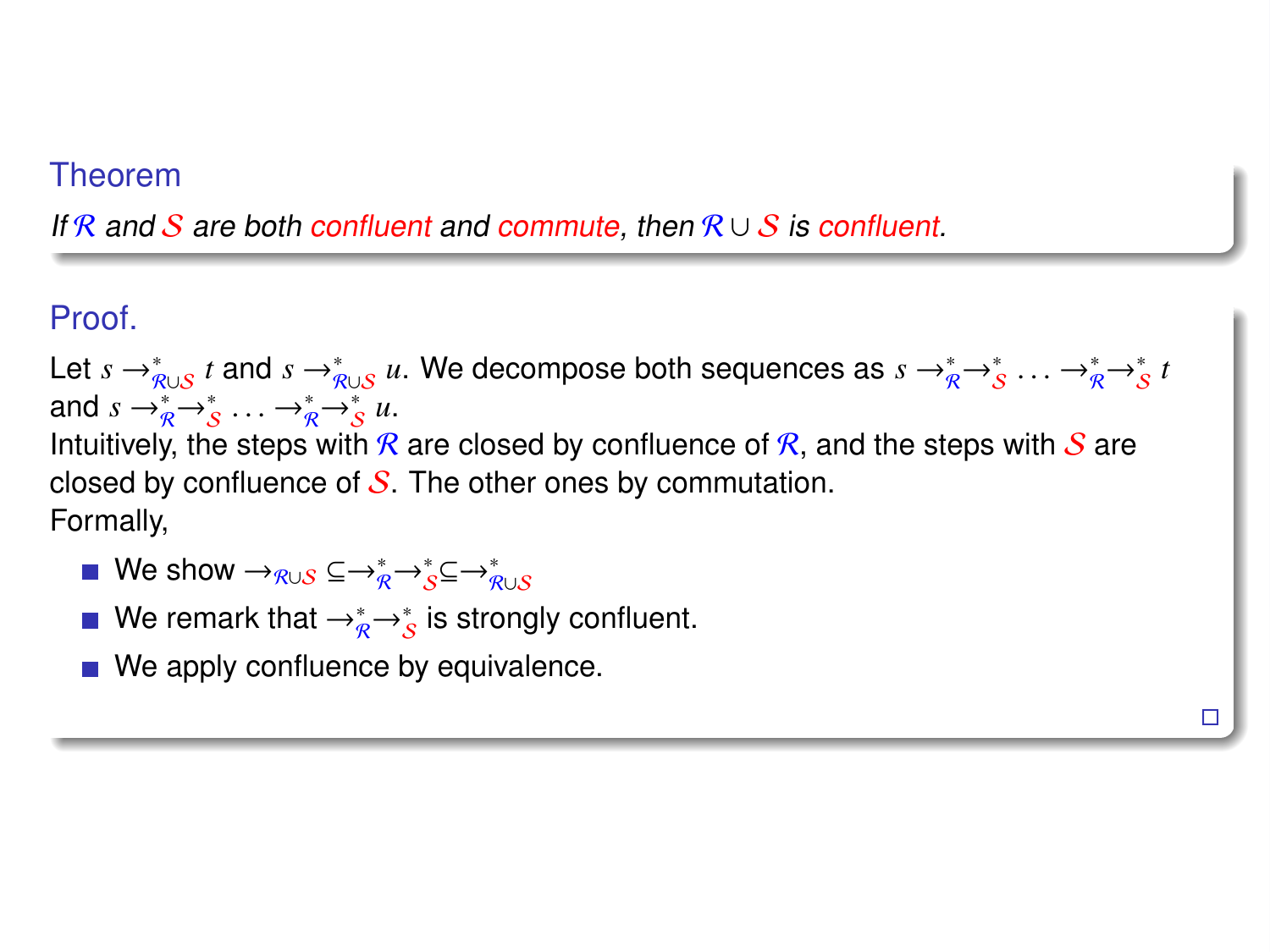### Theorem

*If $\mathcal{R}$ and $\mathcal{S}$ are both confluent and commute, then $\mathcal{R} \cup \mathcal{S}$ is confluent.*

### Proof.

Let $s \to^*_{\mathcal{R}\cup\mathcal{S}} t$ and $s \to^*_{\mathcal{R}\cup\mathcal{S}} u$. We decompose both sequences as $s \to^*_{\mathcal{R}} \to^*_{\mathcal{S}} \ldots \to^*_{\mathcal{R}} \to^*_{\mathcal{S}} t$ and $s \to^*_{\mathcal{R}} \to^*_{\mathcal{S}} \ldots \to^*_{\mathcal{R}} \to^*_{\mathcal{S}} u$.

Intuitively, the steps with $\mathcal{R}$ are closed by confluence of $\mathcal{R}$, and the steps with $\mathcal{S}$ are closed by confluence of $\mathcal{S}$. The other ones by commutation.

Formally,

- We show $\to_{\mathcal{R}\cup\mathcal{S}} \subseteq \to^*_{\mathcal{R}} \to^*_{\mathcal{S}} \subseteq \to^*_{\mathcal{R}\cup\mathcal{S}}$
- We remark that $\to^*_{\mathcal{R}} \to^*_{\mathcal{S}}$ is strongly confluent.
- We apply confluence by equivalence.

□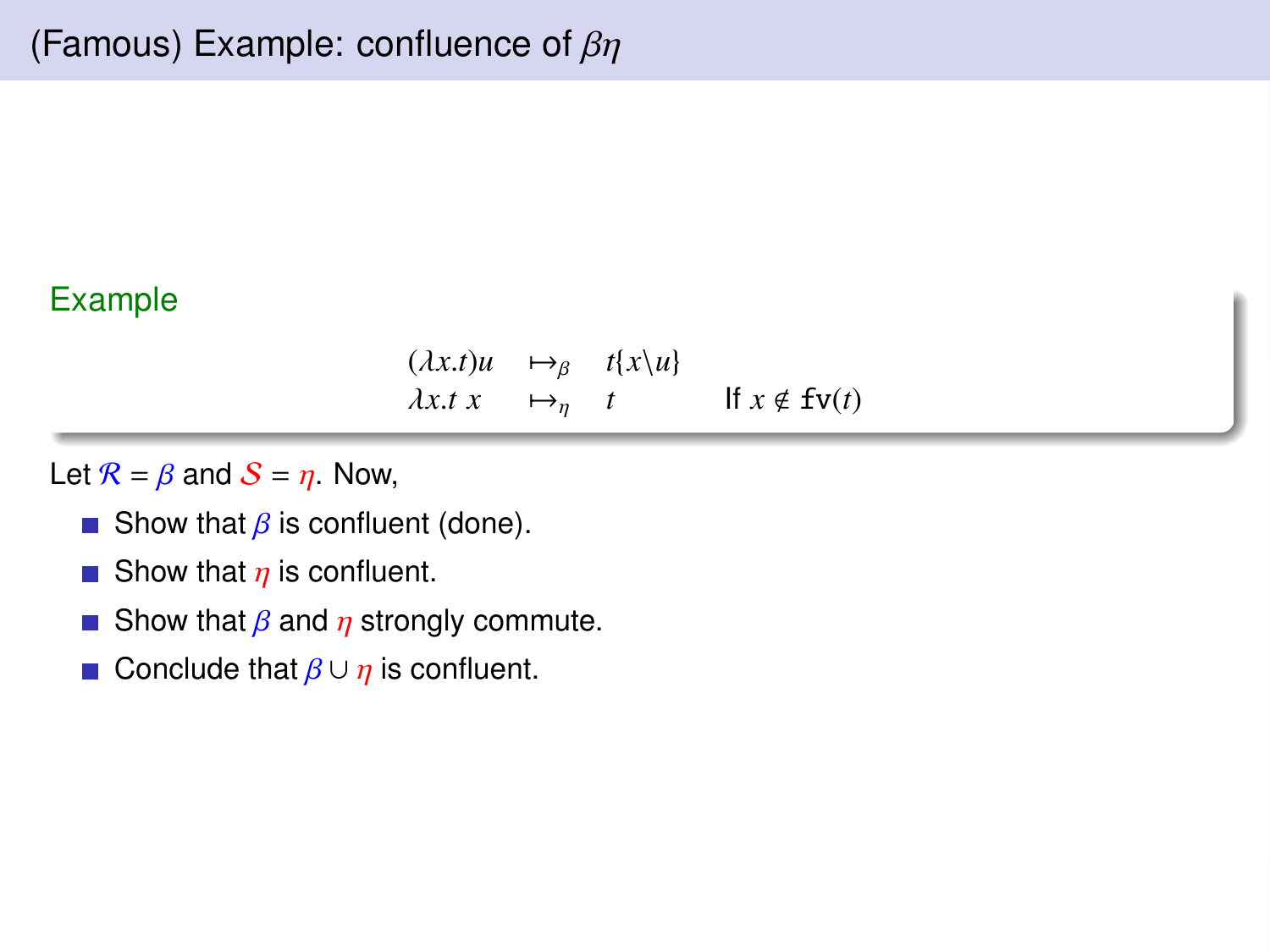# (Famous) Example: confluence of $\beta\eta$

**Example**

$$
\begin{array}{lll}
(\lambda x.t)u & \mapsto_\beta & t\{x\backslash u\} \\
\lambda x.t\ x & \mapsto_\eta & t \qquad \text{If } x \notin \mathtt{fv}(t)
\end{array}
$$

Let $\mathcal{R} = \beta$ and $\mathcal{S} = \eta$. Now,

- Show that $\beta$ is confluent (done).
- Show that $\eta$ is confluent.
- Show that $\beta$ and $\eta$ strongly commute.
- Conclude that $\beta \cup \eta$ is confluent.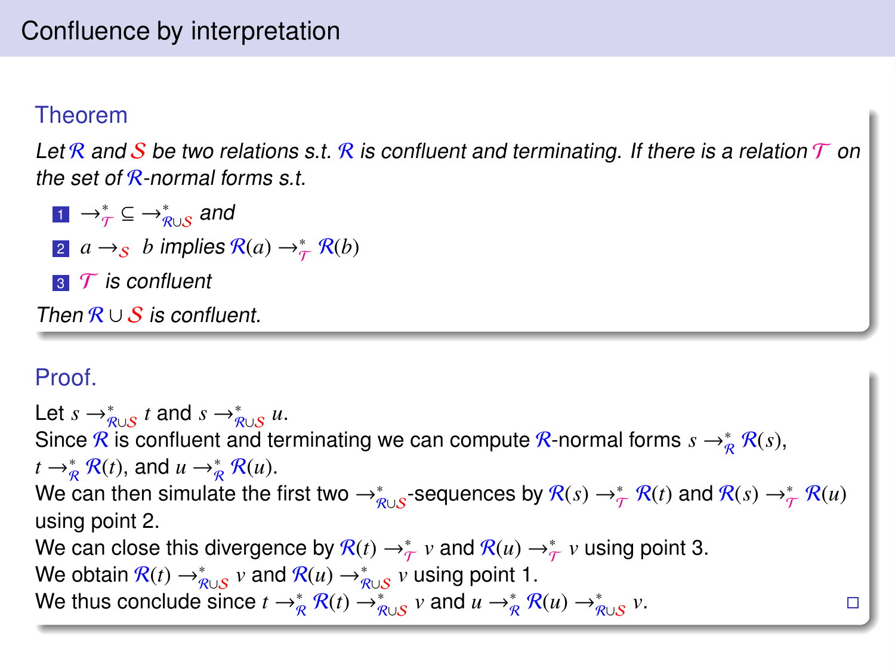# Confluence by interpretation

### Theorem

*Let $\mathcal{R}$ and $\mathcal{S}$ be two relations s.t. $\mathcal{R}$ is confluent and terminating. If there is a relation $\mathcal{T}$ on the set of $\mathcal{R}$-normal forms s.t.*

1. $\rightarrow^*_{\mathcal{T}} \subseteq \rightarrow^*_{\mathcal{R}\cup\mathcal{S}}$ *and*
2. $a \rightarrow_{\mathcal{S}} b$ *implies* $\mathcal{R}(a) \rightarrow^*_{\mathcal{T}} \mathcal{R}(b)$
3. $\mathcal{T}$ *is confluent*

*Then* $\mathcal{R} \cup \mathcal{S}$ *is confluent.*

### Proof.

Let $s \rightarrow^*_{\mathcal{R}\cup\mathcal{S}} t$ and $s \rightarrow^*_{\mathcal{R}\cup\mathcal{S}} u$.
Since $\mathcal{R}$ is confluent and terminating we can compute $\mathcal{R}$-normal forms $s \rightarrow^*_{\mathcal{R}} \mathcal{R}(s)$, $t \rightarrow^*_{\mathcal{R}} \mathcal{R}(t)$, and $u \rightarrow^*_{\mathcal{R}} \mathcal{R}(u)$.
We can then simulate the first two $\rightarrow^*_{\mathcal{R}\cup\mathcal{S}}$-sequences by $\mathcal{R}(s) \rightarrow^*_{\mathcal{T}} \mathcal{R}(t)$ and $\mathcal{R}(s) \rightarrow^*_{\mathcal{T}} \mathcal{R}(u)$ using point 2.
We can close this divergence by $\mathcal{R}(t) \rightarrow^*_{\mathcal{T}} v$ and $\mathcal{R}(u) \rightarrow^*_{\mathcal{T}} v$ using point 3.
We obtain $\mathcal{R}(t) \rightarrow^*_{\mathcal{R}\cup\mathcal{S}} v$ and $\mathcal{R}(u) \rightarrow^*_{\mathcal{R}\cup\mathcal{S}} v$ using point 1.
We thus conclude since $t \rightarrow^*_{\mathcal{R}} \mathcal{R}(t) \rightarrow^*_{\mathcal{R}\cup\mathcal{S}} v$ and $u \rightarrow^*_{\mathcal{R}} \mathcal{R}(u) \rightarrow^*_{\mathcal{R}\cup\mathcal{S}} v$. □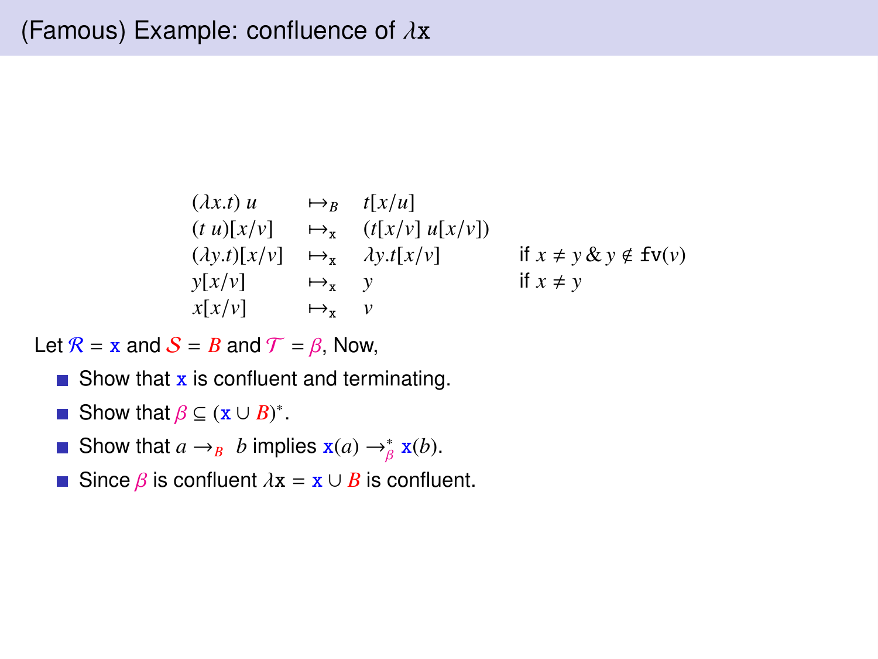# (Famous) Example: confluence of $\lambda\mathtt{x}$

$$
\begin{array}{llll}
(\lambda x.t)\ u & \mapsto_B & t[x/u] & \\
(t\ u)[x/v] & \mapsto_{\mathtt{x}} & (t[x/v]\ u[x/v]) & \\
(\lambda y.t)[x/v] & \mapsto_{\mathtt{x}} & \lambda y.t[x/v] & \text{if } x \neq y \,\&\, y \notin \mathtt{fv}(v) \\
y[x/v] & \mapsto_{\mathtt{x}} & y & \text{if } x \neq y \\
x[x/v] & \mapsto_{\mathtt{x}} & v &
\end{array}
$$

Let $\mathcal{R} = \mathtt{x}$ and $\mathcal{S} = B$ and $\mathcal{T} = \beta$, Now,

- Show that $\mathtt{x}$ is confluent and terminating.
- Show that $\beta \subseteq (\mathtt{x} \cup B)^*$.
- Show that $a \rightarrow_B b$ implies $\mathtt{x}(a) \rightarrow_\beta^* \mathtt{x}(b)$.
- Since $\beta$ is confluent $\lambda\mathtt{x} = \mathtt{x} \cup B$ is confluent.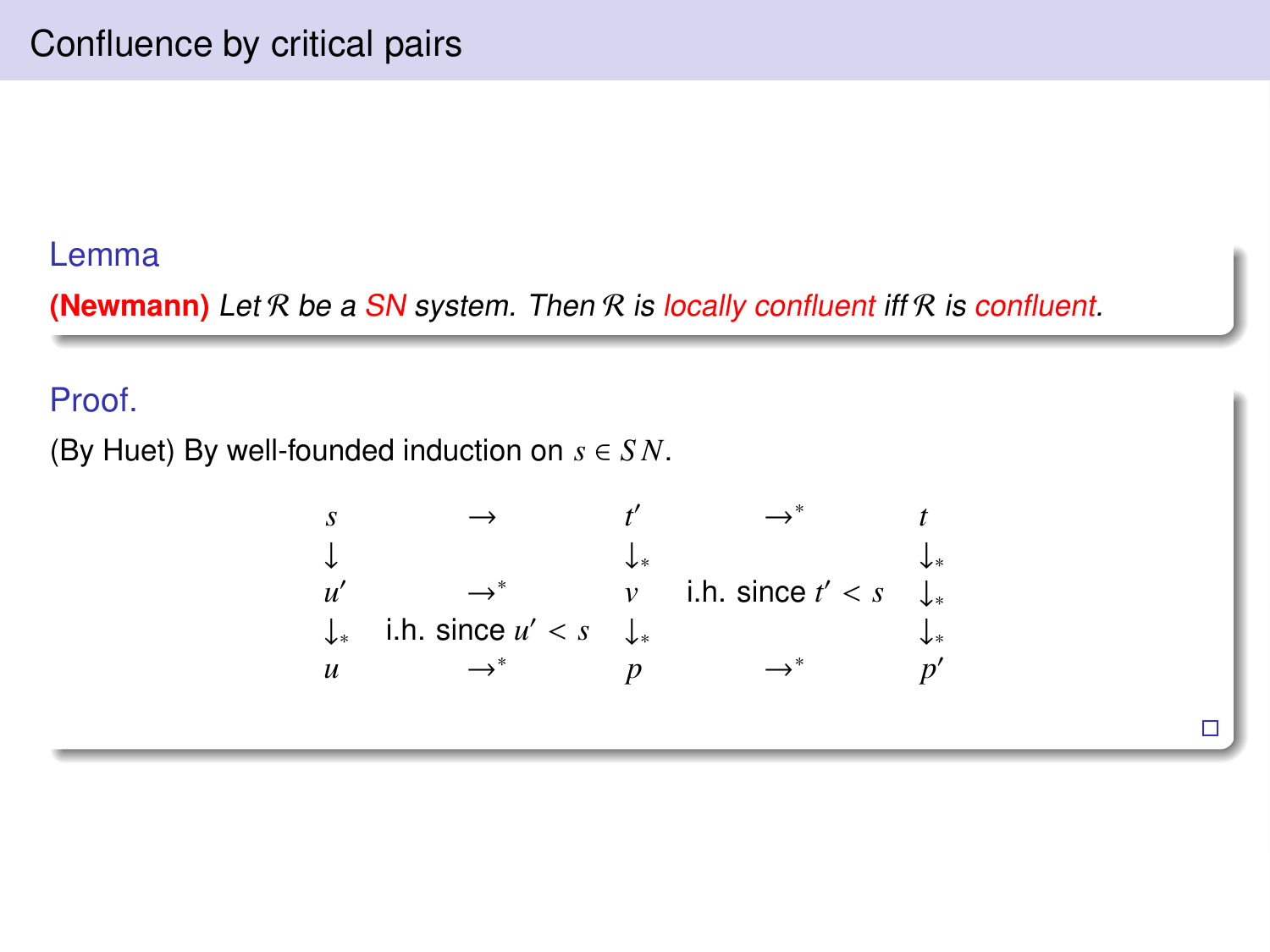# Confluence by critical pairs

**Lemma**

**(Newmann)** *Let $\mathcal{R}$ be a SN system. Then $\mathcal{R}$ is locally confluent iff $\mathcal{R}$ is confluent.*

**Proof.**

(By Huet) By well-founded induction on $s \in SN$.

$$
\begin{array}{ccccc}
s & \rightarrow & t' & \rightarrow^* & t \\
\downarrow & & \downarrow_* & & \downarrow_* \\
u' & \rightarrow^* & v & \text{i.h. since } t' < s & \downarrow_* \\
\downarrow_* & \text{i.h. since } u' < s & \downarrow_* & & \downarrow_* \\
u & \rightarrow^* & p & \rightarrow^* & p'
\end{array}
$$

□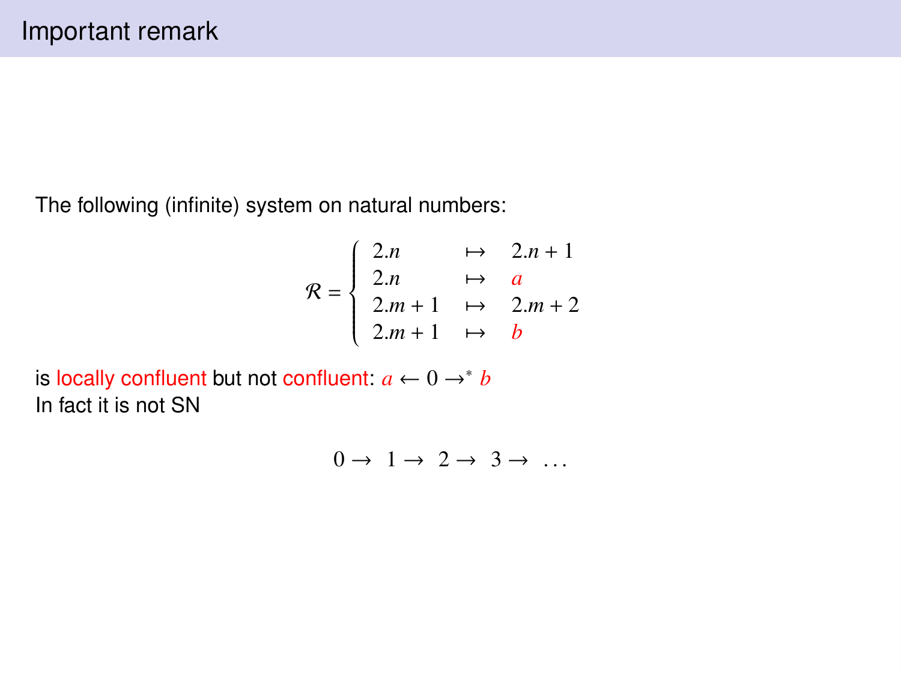# Important remark

The following (infinite) system on natural numbers:

$$\mathcal{R} = \begin{cases} 2.n & \mapsto \quad 2.n + 1 \\ 2.n & \mapsto \quad a \\ 2.m + 1 & \mapsto \quad 2.m + 2 \\ 2.m + 1 & \mapsto \quad b \end{cases}$$

is locally confluent but not confluent: $a \leftarrow 0 \rightarrow^* b$

In fact it is not SN

$$0 \rightarrow \; 1 \rightarrow \; 2 \rightarrow \; 3 \rightarrow \; \ldots$$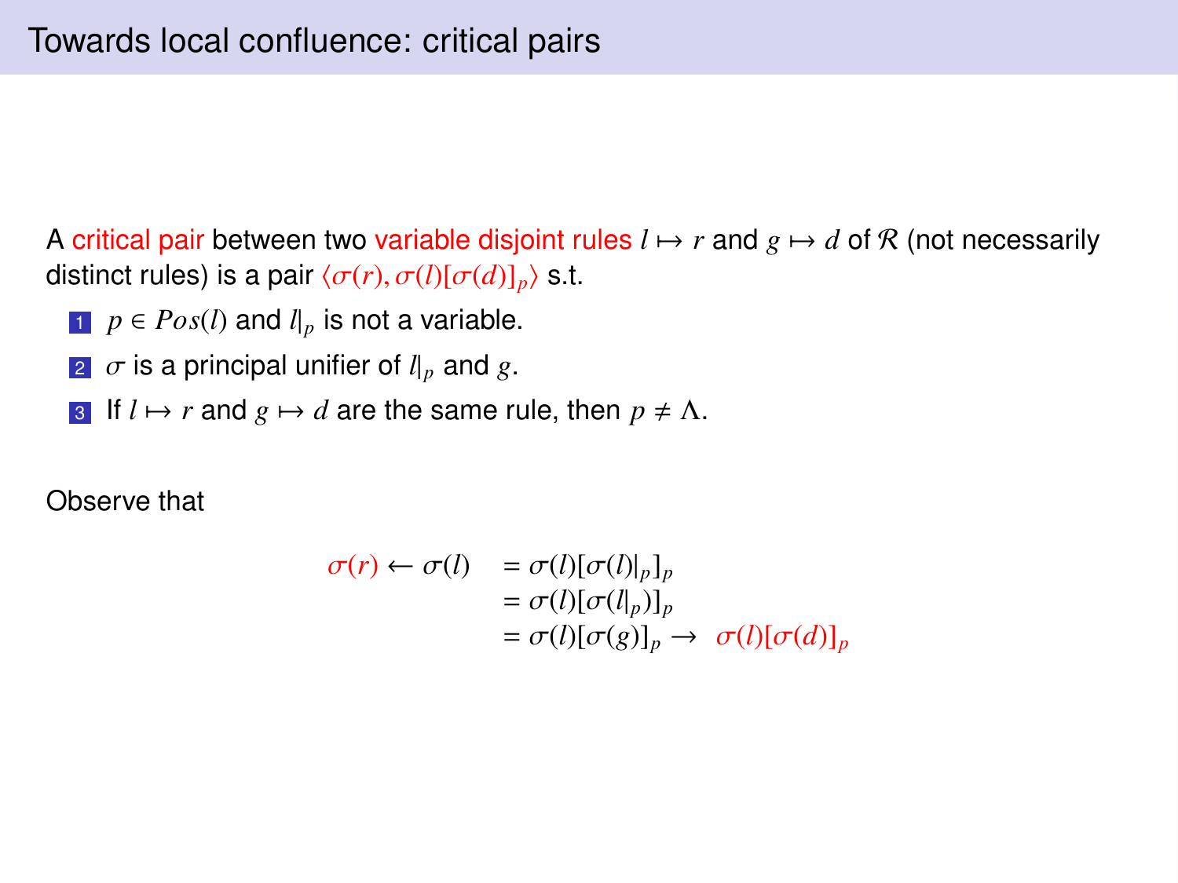# Towards local confluence: critical pairs

A critical pair between two variable disjoint rules $l \mapsto r$ and $g \mapsto d$ of $\mathcal{R}$ (not necessarily distinct rules) is a pair $\langle \sigma(r), \sigma(l)[\sigma(d)]_p \rangle$ s.t.

1. $p \in Pos(l)$ and $l|_p$ is not a variable.
2. $\sigma$ is a principal unifier of $l|_p$ and $g$.
3. If $l \mapsto r$ and $g \mapsto d$ are the same rule, then $p \neq \Lambda$.

Observe that

$$
\begin{aligned}
\sigma(r) \leftarrow \sigma(l) \quad &= \sigma(l)[\sigma(l)|_p]_p \\
&= \sigma(l)[\sigma(l|_p)]_p \\
&= \sigma(l)[\sigma(g)]_p \rightarrow \ \sigma(l)[\sigma(d)]_p
\end{aligned}
$$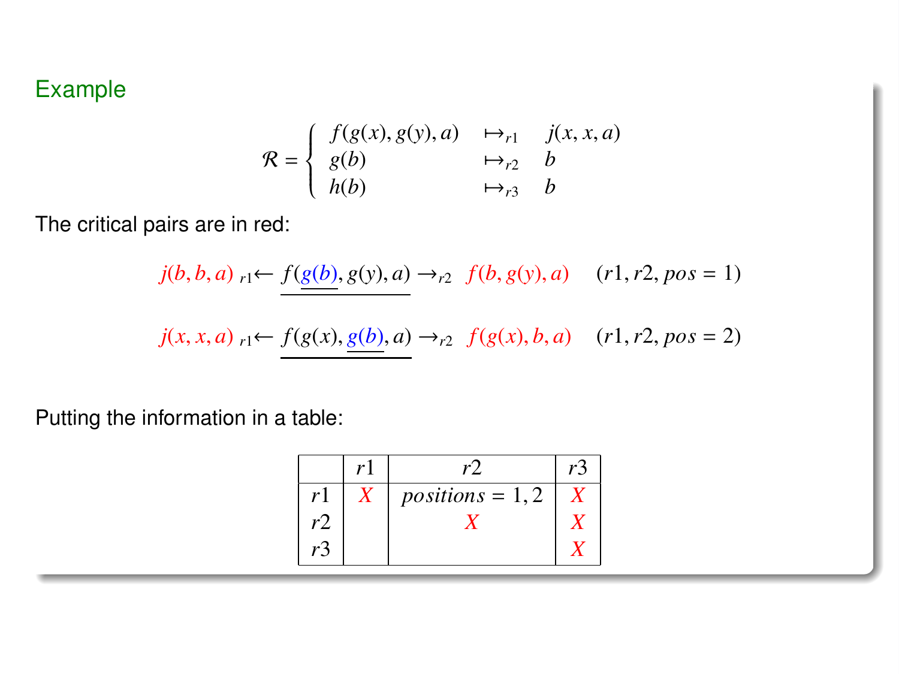## Example

$$\mathcal{R} = \begin{cases} f(g(x), g(y), a) & \mapsto_{r1} \quad j(x, x, a) \\ g(b) & \mapsto_{r2} \quad b \\ h(b) & \mapsto_{r3} \quad b \end{cases}$$

The critical pairs are in red:

$$j(b, b, a) \; {}_{r1}\!\leftarrow \underline{f(\underline{g(b)}, g(y), a)} \rightarrow_{r2} \; f(b, g(y), a) \quad (r1, r2, pos = 1)$$

$$j(x, x, a) \; {}_{r1}\!\leftarrow \underline{f(g(x), \underline{g(b)}, a)} \rightarrow_{r2} \; f(g(x), b, a) \quad (r1, r2, pos = 2)$$

Putting the information in a table:

| | $r1$ | $r2$ | $r3$ |
|---|---|---|---|
| $r1$ | $X$ | $positions = 1, 2$ | $X$ |
| $r2$ | | $X$ | $X$ |
| $r3$ | | | $X$ |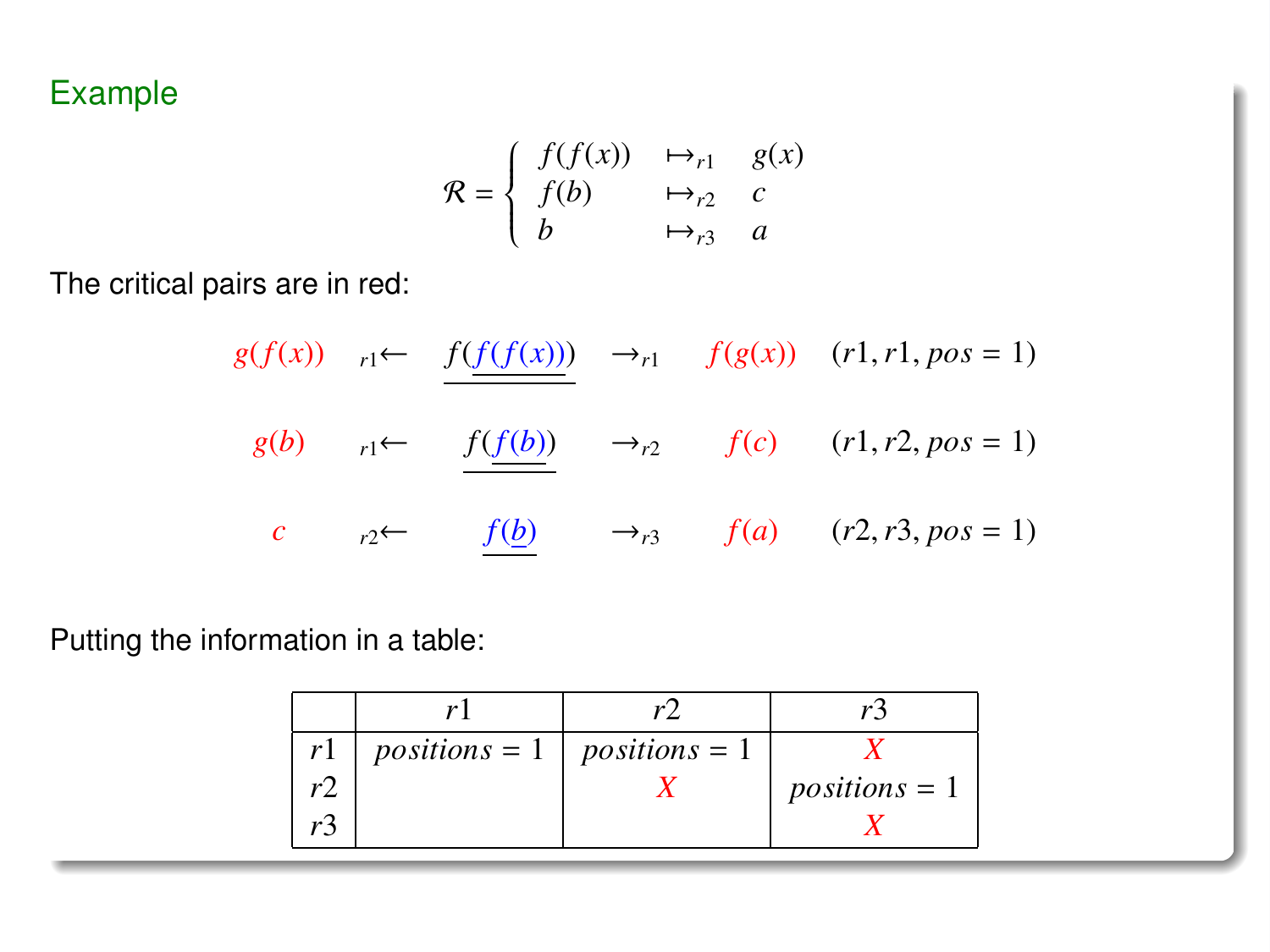## Example

$$\mathcal{R} = \begin{cases} f(f(x)) & \mapsto_{r1} \quad g(x) \\ f(b) & \mapsto_{r2} \quad c \\ b & \mapsto_{r3} \quad a \end{cases}$$

The critical pairs are in red:

$$g(f(x)) \quad {}_{r1}\!\leftarrow \quad \underline{f(\underline{f(f(x))})} \quad \rightarrow_{r1} \quad f(g(x)) \quad (r1, r1, pos = 1)$$

$$g(b) \quad {}_{r1}\!\leftarrow \quad \underline{f(\underline{f(b)})} \quad \rightarrow_{r2} \quad f(c) \quad (r1, r2, pos = 1)$$

$$c \quad {}_{r2}\!\leftarrow \quad \underline{f(\underline{b})} \quad \rightarrow_{r3} \quad f(a) \quad (r2, r3, pos = 1)$$

Putting the information in a table:

| | $r1$ | $r2$ | $r3$ |
|---|---|---|---|
| $r1$ | $positions = 1$ | $positions = 1$ | $X$ |
| $r2$ | | $X$ | $positions = 1$ |
| $r3$ | | | $X$ |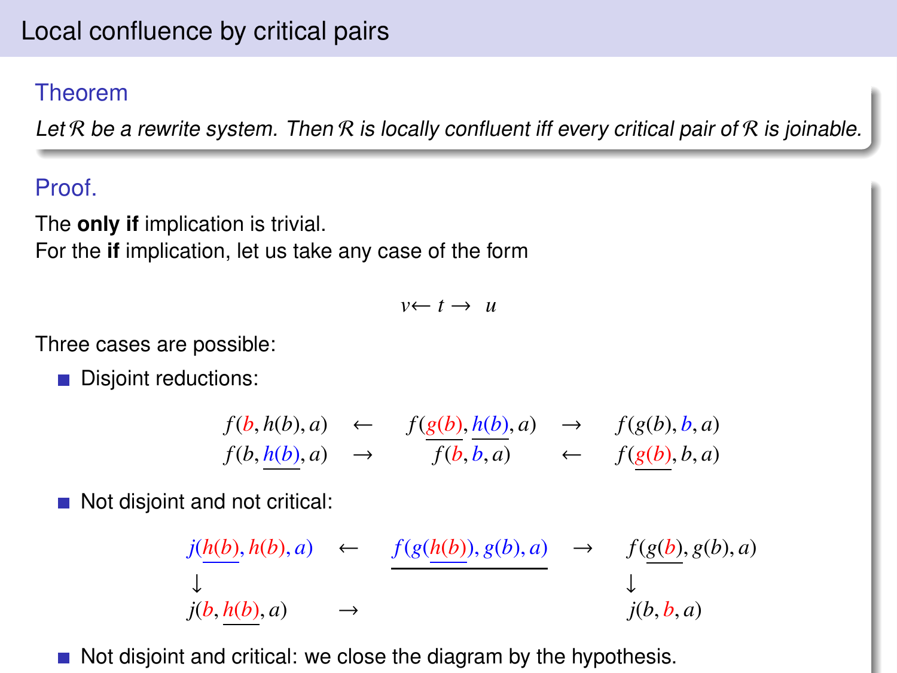## Local confluence by critical pairs

**Theorem**

*Let $\mathcal{R}$ be a rewrite system. Then $\mathcal{R}$ is locally confluent iff every critical pair of $\mathcal{R}$ is joinable.*

**Proof.**

The **only if** implication is trivial.
For the **if** implication, let us take any case of the form

$$v \leftarrow t \rightarrow u$$

Three cases are possible:

- Disjoint reductions:

$$\begin{array}{ccccc}
f(b, h(b), a) & \leftarrow & f(\underline{g(b)}, \underline{h(b)}, a) & \rightarrow & f(g(b), b, a) \\
f(b, \underline{h(b)}, a) & \rightarrow & f(b, b, a) & \leftarrow & f(\underline{g(b)}, b, a)
\end{array}$$

- Not disjoint and not critical:

$$\begin{array}{ccccc}
j(\underline{h(b)}, h(b), a) & \leftarrow & \underline{f(g(\underline{h(b)}), g(b), a)} & \rightarrow & f(\underline{g(b)}, g(b), a) \\
\downarrow & & & & \downarrow \\
j(b, \underline{h(b)}, a) & \rightarrow & & & j(b, b, a)
\end{array}$$

- Not disjoint and critical: we close the diagram by the hypothesis.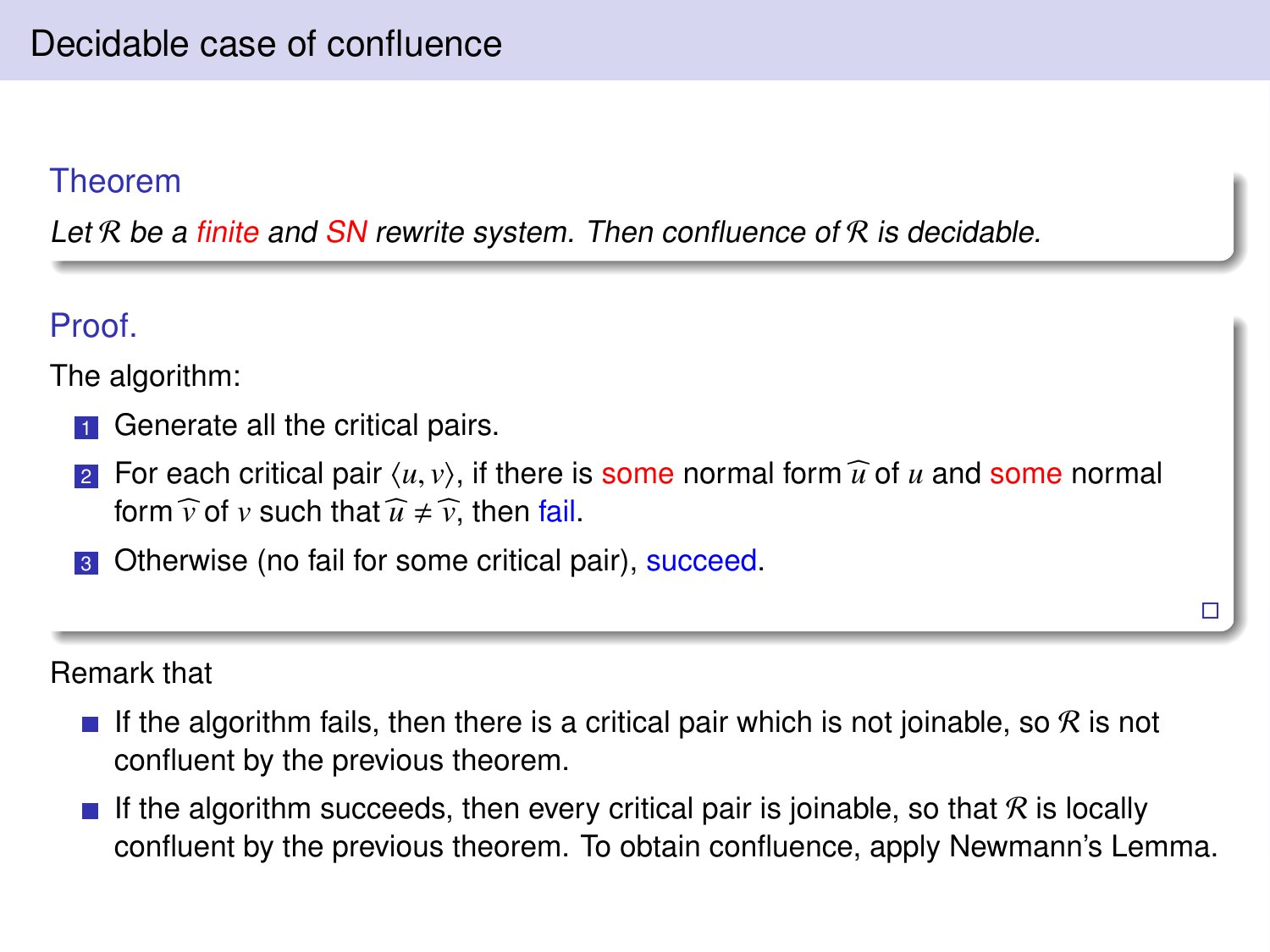# Decidable case of confluence

### Theorem

*Let $\mathcal{R}$ be a finite and SN rewrite system. Then confluence of $\mathcal{R}$ is decidable.*

### Proof.

The algorithm:

1. Generate all the critical pairs.
2. For each critical pair $\langle u, v \rangle$, if there is some normal form $\widehat{u}$ of $u$ and some normal form $\widehat{v}$ of $v$ such that $\widehat{u} \neq \widehat{v}$, then fail.
3. Otherwise (no fail for some critical pair), succeed.

□

Remark that

- If the algorithm fails, then there is a critical pair which is not joinable, so $\mathcal{R}$ is not confluent by the previous theorem.
- If the algorithm succeeds, then every critical pair is joinable, so that $\mathcal{R}$ is locally confluent by the previous theorem. To obtain confluence, apply Newmann's Lemma.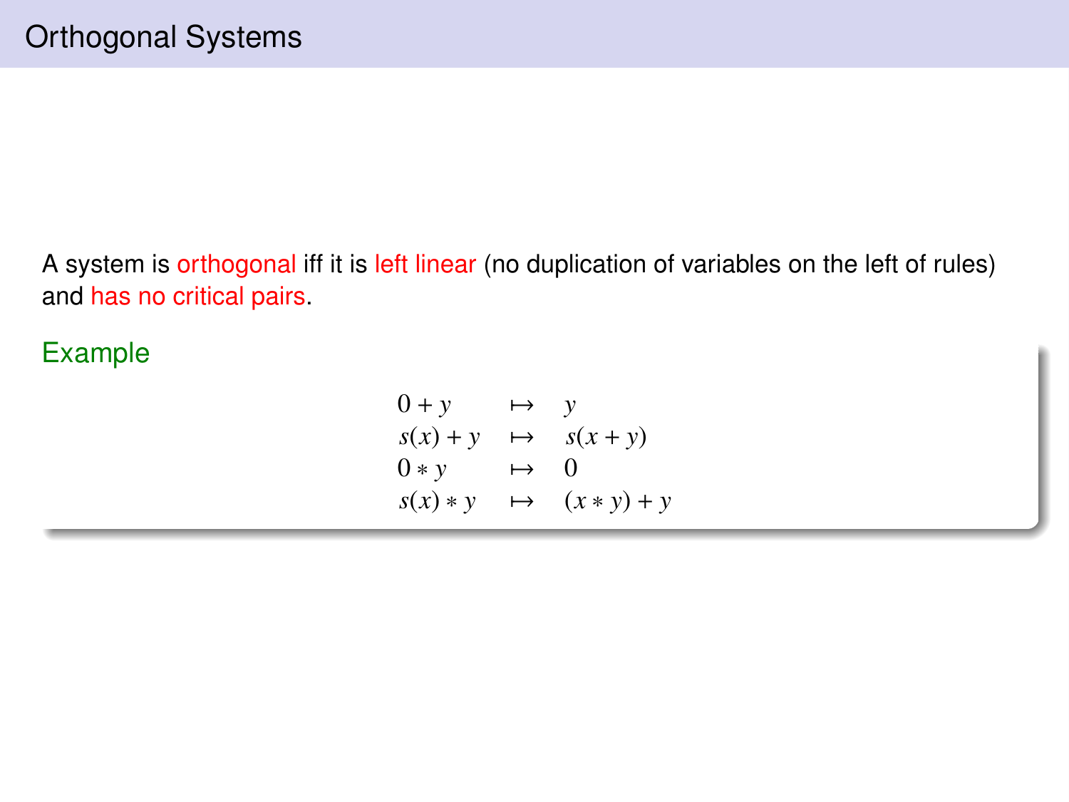# Orthogonal Systems

A system is orthogonal iff it is left linear (no duplication of variables on the left of rules) and has no critical pairs.

**Example**

$$
\begin{array}{lcl}
0 + y & \mapsto & y \\
s(x) + y & \mapsto & s(x + y) \\
0 * y & \mapsto & 0 \\
s(x) * y & \mapsto & (x * y) + y
\end{array}
$$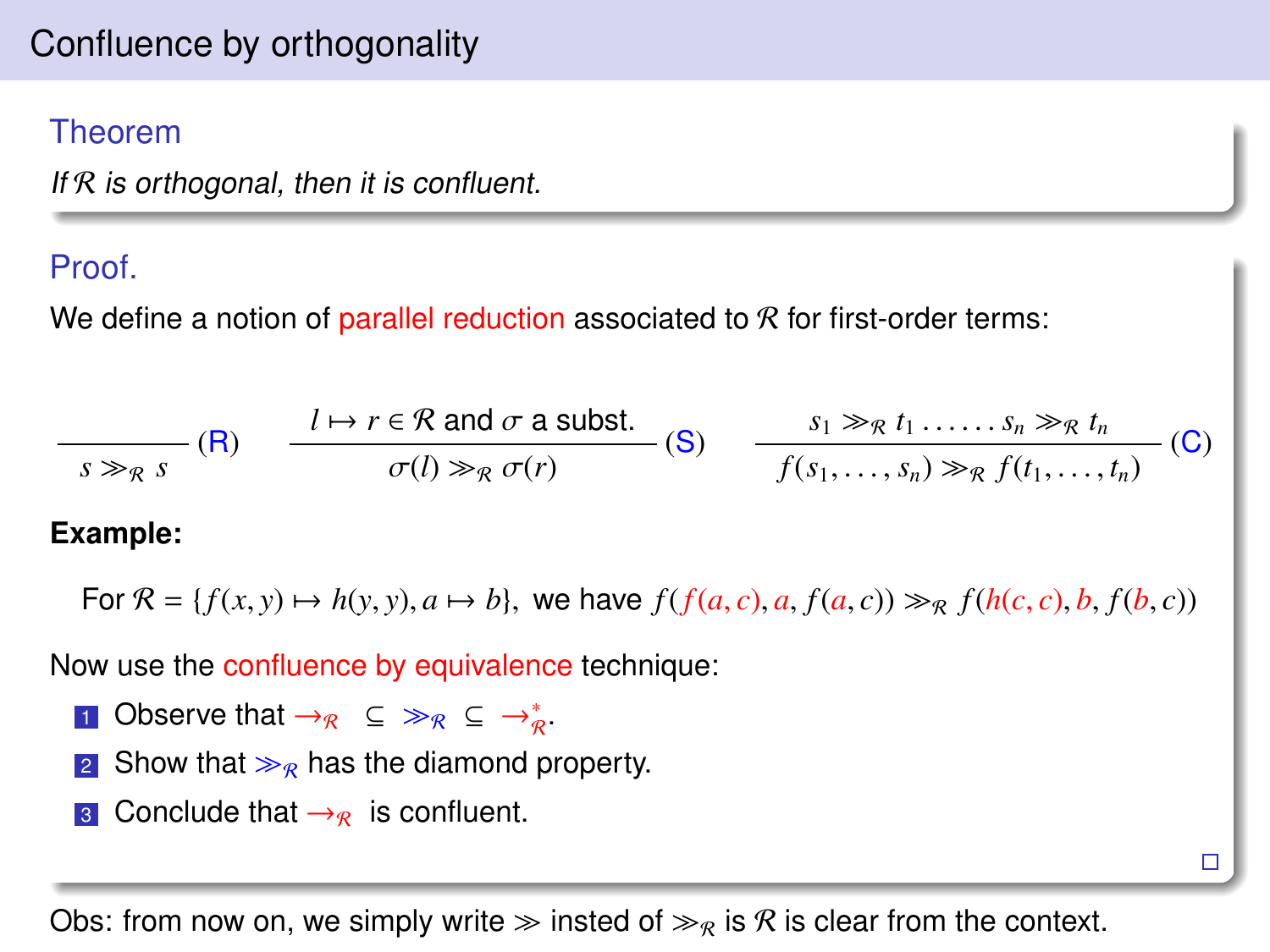## Confluence by orthogonality

**Theorem**

*If $\mathcal{R}$ is orthogonal, then it is confluent.*

**Proof.**

We define a notion of parallel reduction associated to $\mathcal{R}$ for first-order terms:

$$\frac{}{s \gg_{\mathcal{R}} s}\ (\text{R}) \qquad \frac{l \mapsto r \in \mathcal{R} \text{ and } \sigma \text{ a subst.}}{\sigma(l) \gg_{\mathcal{R}} \sigma(r)}\ (\text{S}) \qquad \frac{s_1 \gg_{\mathcal{R}} t_1 \ \ldots\ldots\ s_n \gg_{\mathcal{R}} t_n}{f(s_1, \ldots, s_n) \gg_{\mathcal{R}} f(t_1, \ldots, t_n)}\ (\text{C})$$

**Example:**

For $\mathcal{R} = \{f(x, y) \mapsto h(y, y), a \mapsto b\}$, we have $f(f(a, c), a, f(a, c)) \gg_{\mathcal{R}} f(h(c, c), b, f(b, c))$

Now use the confluence by equivalence technique:

1. Observe that $\to_{\mathcal{R}} \ \subseteq \ \gg_{\mathcal{R}} \ \subseteq \ \to^*_{\mathcal{R}}$.
2. Show that $\gg_{\mathcal{R}}$ has the diamond property.
3. Conclude that $\to_{\mathcal{R}}$ is confluent.

□

Obs: from now on, we simply write $\gg$ insted of $\gg_{\mathcal{R}}$ is $\mathcal{R}$ is clear from the context.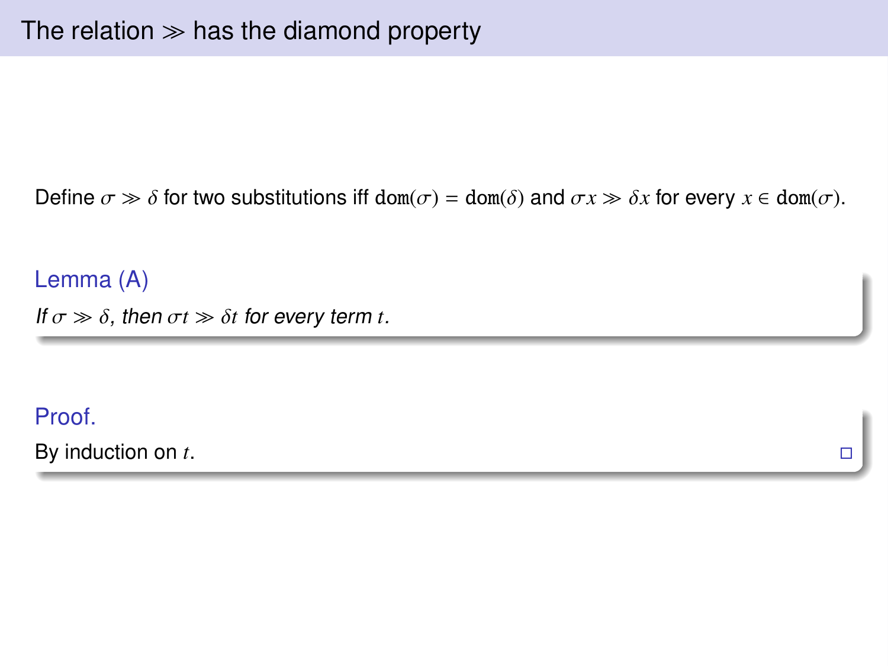# The relation $\gg$ has the diamond property

Define $\sigma \gg \delta$ for two substitutions iff $\mathtt{dom}(\sigma) = \mathtt{dom}(\delta)$ and $\sigma x \gg \delta x$ for every $x \in \mathtt{dom}(\sigma)$.

**Lemma (A)**

*If $\sigma \gg \delta$, then $\sigma t \gg \delta t$ for every term $t$.*

**Proof.**

By induction on $t$. □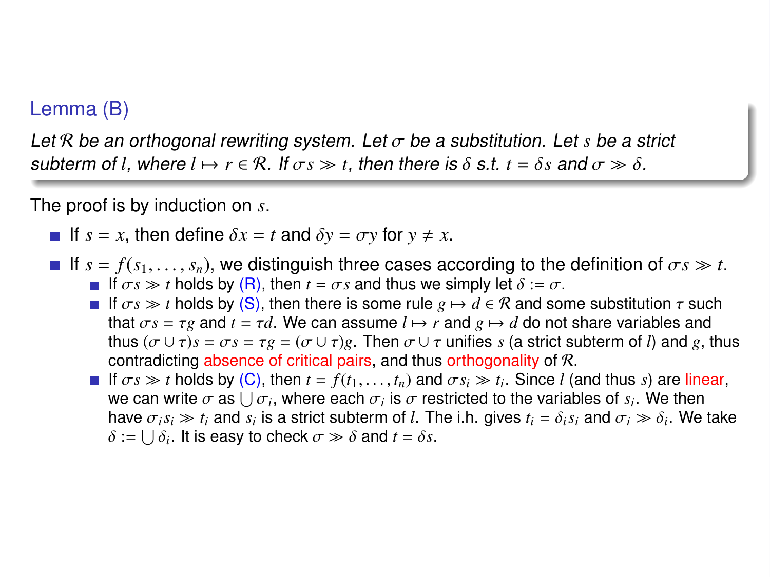### Lemma (B)

*Let $\mathcal{R}$ be an orthogonal rewriting system. Let $\sigma$ be a substitution. Let $s$ be a strict subterm of $l$, where $l \mapsto r \in \mathcal{R}$. If $\sigma s \gg t$, then there is $\delta$ s.t. $t = \delta s$ and $\sigma \gg \delta$.*

The proof is by induction on $s$.

- If $s = x$, then define $\delta x = t$ and $\delta y = \sigma y$ for $y \neq x$.
- If $s = f(s_1, \ldots, s_n)$, we distinguish three cases according to the definition of $\sigma s \gg t$.
  - If $\sigma s \gg t$ holds by (R), then $t = \sigma s$ and thus we simply let $\delta := \sigma$.
  - If $\sigma s \gg t$ holds by (S), then there is some rule $g \mapsto d \in \mathcal{R}$ and some substitution $\tau$ such that $\sigma s = \tau g$ and $t = \tau d$. We can assume $l \mapsto r$ and $g \mapsto d$ do not share variables and thus $(\sigma \cup \tau)s = \sigma s = \tau g = (\sigma \cup \tau)g$. Then $\sigma \cup \tau$ unifies $s$ (a strict subterm of $l$) and $g$, thus contradicting absence of critical pairs, and thus orthogonality of $\mathcal{R}$.
  - If $\sigma s \gg t$ holds by (C), then $t = f(t_1, \ldots, t_n)$ and $\sigma s_i \gg t_i$. Since $l$ (and thus $s$) are linear, we can write $\sigma$ as $\bigcup \sigma_i$, where each $\sigma_i$ is $\sigma$ restricted to the variables of $s_i$. We then have $\sigma_i s_i \gg t_i$ and $s_i$ is a strict subterm of $l$. The i.h. gives $t_i = \delta_i s_i$ and $\sigma_i \gg \delta_i$. We take $\delta := \bigcup \delta_i$. It is easy to check $\sigma \gg \delta$ and $t = \delta s$.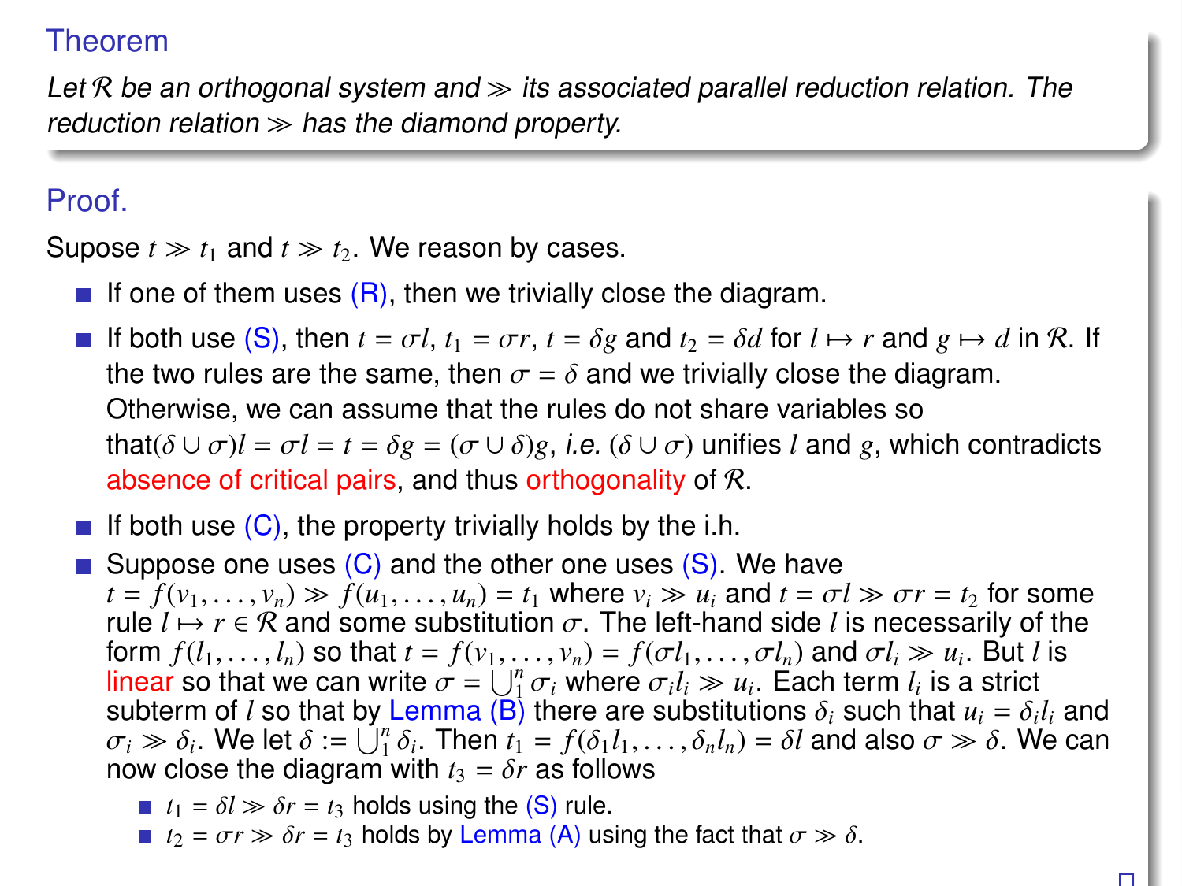### Theorem

*Let $\mathcal{R}$ be an orthogonal system and $\gg$ its associated parallel reduction relation. The reduction relation $\gg$ has the diamond property.*

### Proof.

Supose $t \gg t_1$ and $t \gg t_2$. We reason by cases.

- If one of them uses (R), then we trivially close the diagram.
- If both use (S), then $t = \sigma l$, $t_1 = \sigma r$, $t = \delta g$ and $t_2 = \delta d$ for $l \mapsto r$ and $g \mapsto d$ in $\mathcal{R}$. If the two rules are the same, then $\sigma = \delta$ and we trivially close the diagram. Otherwise, we can assume that the rules do not share variables so that$(\delta \cup \sigma)l = \sigma l = t = \delta g = (\sigma \cup \delta)g$, *i.e.* $(\delta \cup \sigma)$ unifies $l$ and $g$, which contradicts absence of critical pairs, and thus orthogonality of $\mathcal{R}$.
- If both use (C), the property trivially holds by the i.h.
- Suppose one uses (C) and the other one uses (S). We have $t = f(v_1, \ldots, v_n) \gg f(u_1, \ldots, u_n) = t_1$ where $v_i \gg u_i$ and $t = \sigma l \gg \sigma r = t_2$ for some rule $l \mapsto r \in \mathcal{R}$ and some substitution $\sigma$. The left-hand side $l$ is necessarily of the form $f(l_1, \ldots, l_n)$ so that $t = f(v_1, \ldots, v_n) = f(\sigma l_1, \ldots, \sigma l_n)$ and $\sigma l_i \gg u_i$. But $l$ is linear so that we can write $\sigma = \bigcup_1^n \sigma_i$ where $\sigma_i l_i \gg u_i$. Each term $l_i$ is a strict subterm of $l$ so that by Lemma (B) there are substitutions $\delta_i$ such that $u_i = \delta_i l_i$ and $\sigma_i \gg \delta_i$. We let $\delta := \bigcup_1^n \delta_i$. Then $t_1 = f(\delta_1 l_1, \ldots, \delta_n l_n) = \delta l$ and also $\sigma \gg \delta$. We can now close the diagram with $t_3 = \delta r$ as follows
  - $t_1 = \delta l \gg \delta r = t_3$ holds using the (S) rule.
  - $t_2 = \sigma r \gg \delta r = t_3$ holds by Lemma (A) using the fact that $\sigma \gg \delta$.

□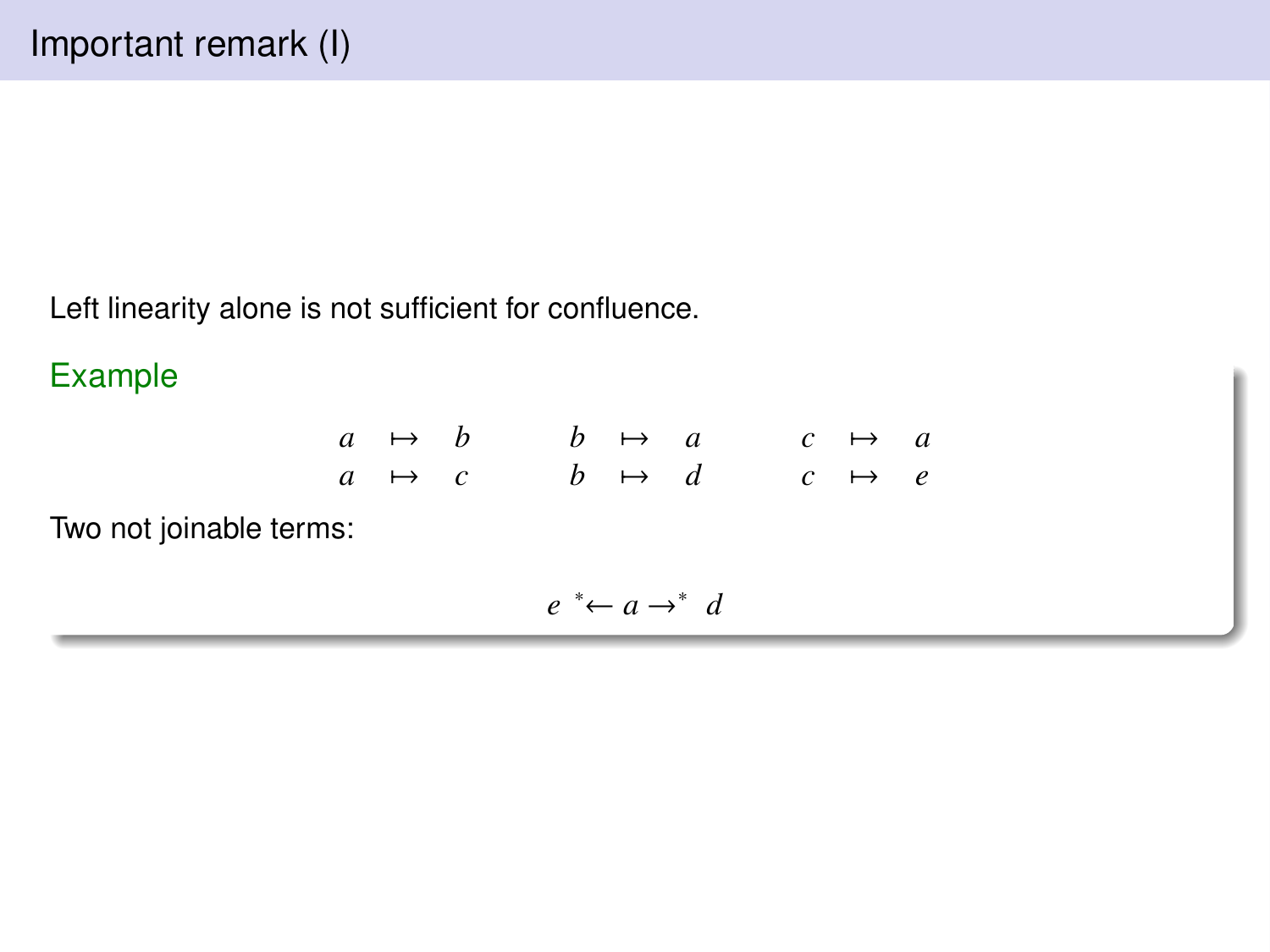# Important remark (I)

Left linearity alone is not sufficient for confluence.

**Example**

$$
\begin{array}{lllllllll}
a & \mapsto & b & \quad b & \mapsto & a & \quad c & \mapsto & a \\
a & \mapsto & c & \quad b & \mapsto & d & \quad c & \mapsto & e
\end{array}
$$

Two not joinable terms:

$$e \ {}^*\!\!\leftarrow a \rightarrow^* \ d$$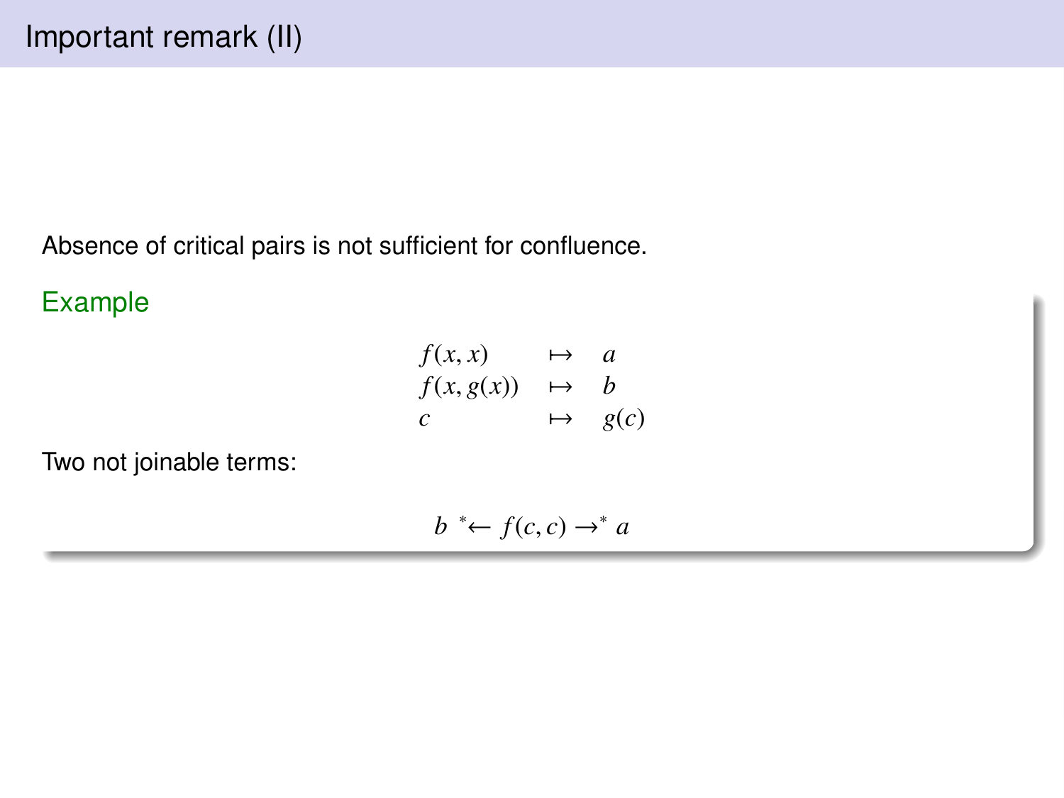# Important remark (II)

Absence of critical pairs is not sufficient for confluence.

**Example**

$$
\begin{array}{lcl}
f(x,x) & \mapsto & a \\
f(x,g(x)) & \mapsto & b \\
c & \mapsto & g(c)
\end{array}
$$

Two not joinable terms:

$$b \; {}^*\!\!\leftarrow f(c,c) \rightarrow^* a$$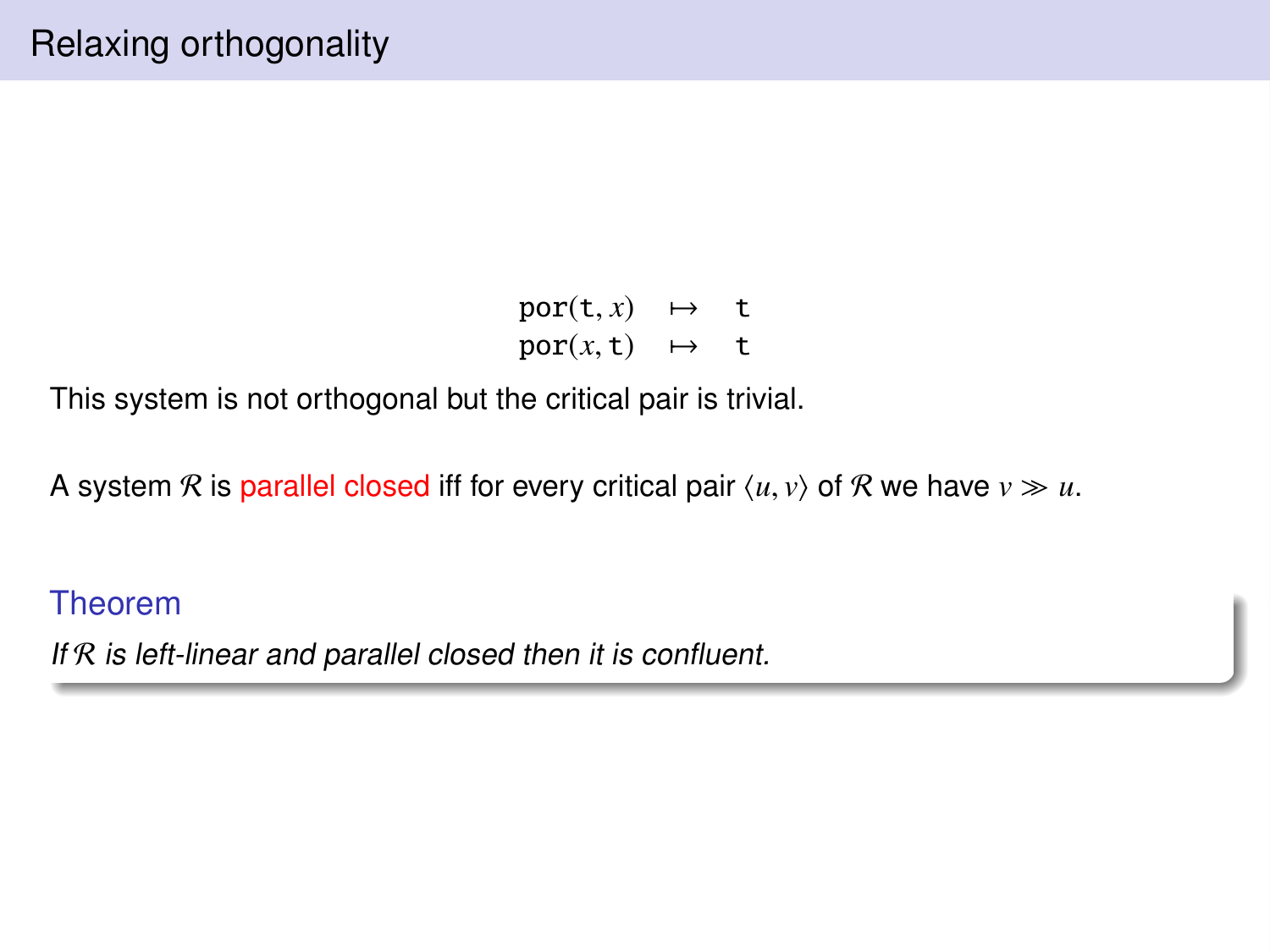# Relaxing orthogonality

$$
\begin{aligned}
\mathtt{por}(\mathtt{t}, x) &\mapsto \mathtt{t} \\
\mathtt{por}(x, \mathtt{t}) &\mapsto \mathtt{t}
\end{aligned}
$$

This system is not orthogonal but the critical pair is trivial.

A system $\mathcal{R}$ is parallel closed iff for every critical pair $\langle u, v \rangle$ of $\mathcal{R}$ we have $v \gg u$.

**Theorem**

*If $\mathcal{R}$ is left-linear and parallel closed then it is confluent.*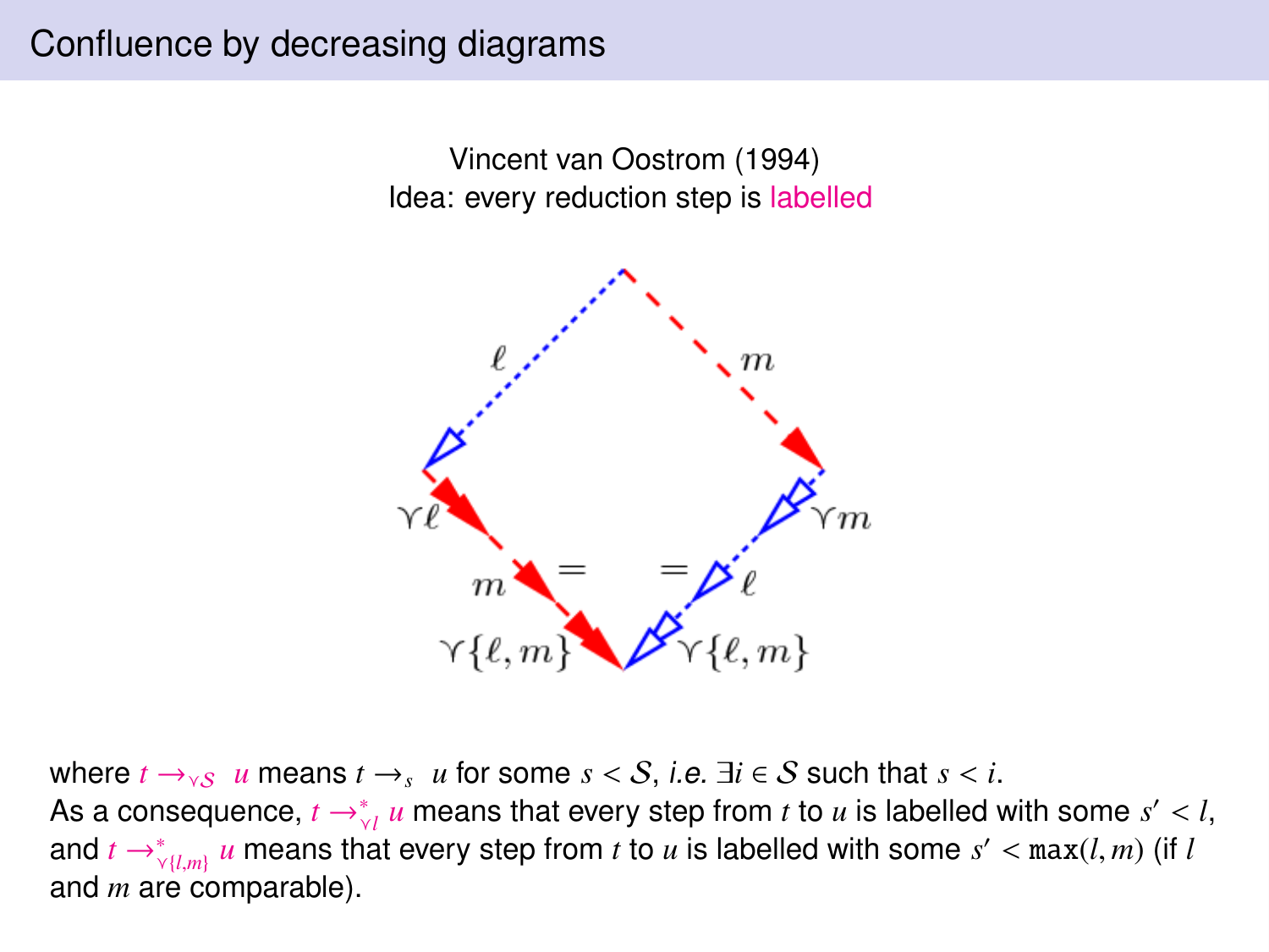# Confluence by decreasing diagrams

Vincent van Oostrom (1994)
Idea: every reduction step is labelled

$\ell$

$m$

$\curlyvee\ell$

$\curlyvee m$

$m$

$=$

$=$

$\ell$

$\curlyvee\{\ell, m\}$

$\curlyvee\{\ell, m\}$

where $t \rightarrow_{\curlyvee\mathcal{S}} u$ means $t \rightarrow_s u$ for some $s < \mathcal{S}$, *i.e.* $\exists i \in \mathcal{S}$ such that $s < i$.
As a consequence, $t \rightarrow^*_{\curlyvee l} u$ means that every step from $t$ to $u$ is labelled with some $s' < l$, and $t \rightarrow^*_{\curlyvee\{l,m\}} u$ means that every step from $t$ to $u$ is labelled with some $s' < \max(l, m)$ (if $l$ and $m$ are comparable).